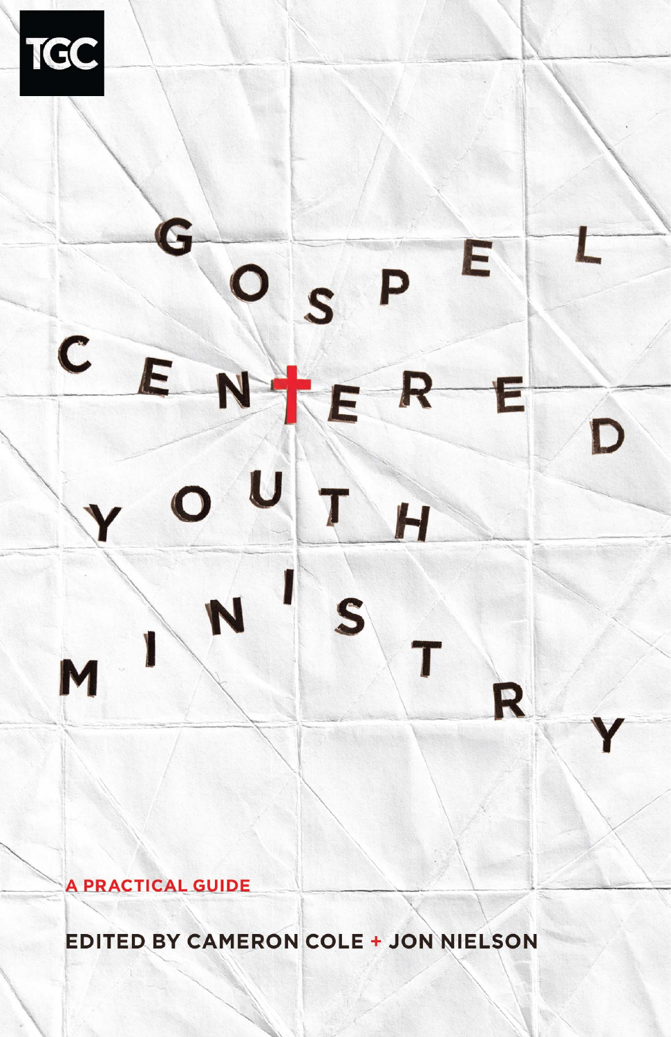TGC

# Gospel Centered Youth Ministry

**A PRACTICAL GUIDE**

**EDITED BY CAMERON COLE + JON NIELSON**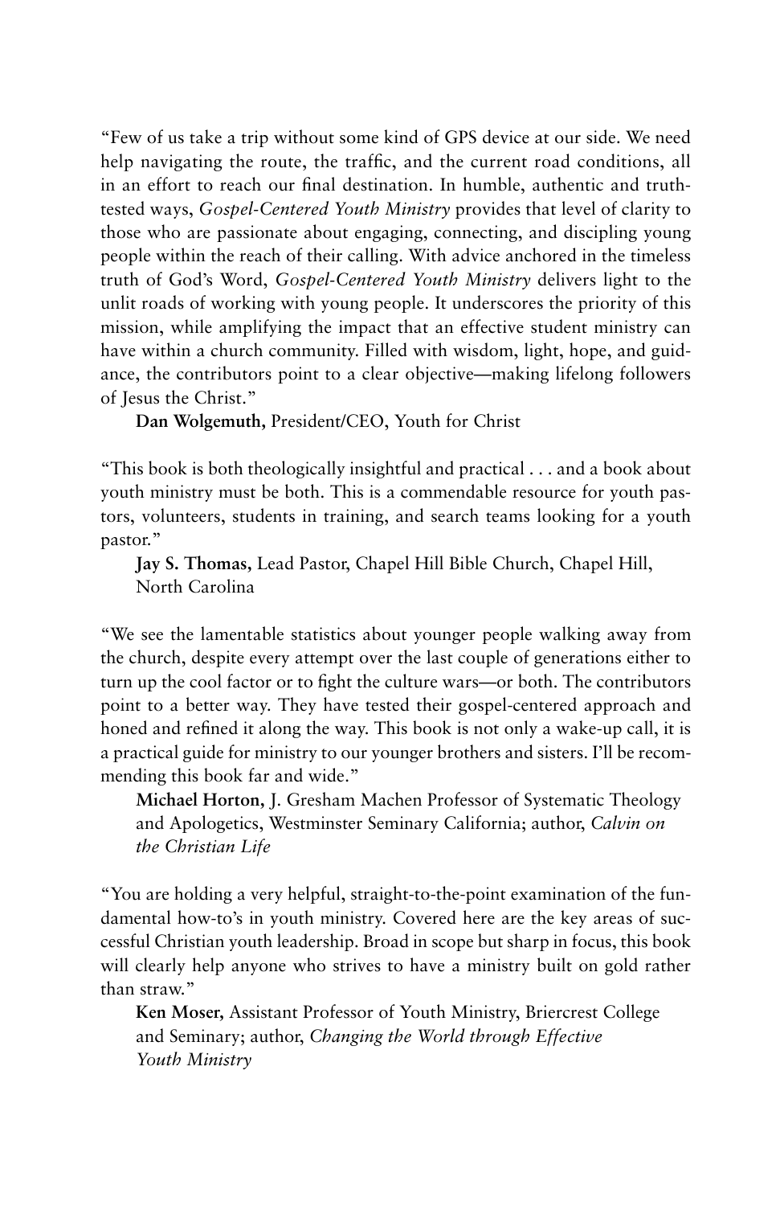"Few of us take a trip without some kind of GPS device at our side. We need help navigating the route, the traffic, and the current road conditions, all in an effort to reach our final destination. In humble, authentic and truth-tested ways, *Gospel-Centered Youth Ministry* provides that level of clarity to those who are passionate about engaging, connecting, and discipling young people within the reach of their calling. With advice anchored in the timeless truth of God's Word, *Gospel-Centered Youth Ministry* delivers light to the unlit roads of working with young people. It underscores the priority of this mission, while amplifying the impact that an effective student ministry can have within a church community. Filled with wisdom, light, hope, and guidance, the contributors point to a clear objective—making lifelong followers of Jesus the Christ."

**Dan Wolgemuth,** President/CEO, Youth for Christ

"This book is both theologically insightful and practical . . . and a book about youth ministry must be both. This is a commendable resource for youth pastors, volunteers, students in training, and search teams looking for a youth pastor."

**Jay S. Thomas,** Lead Pastor, Chapel Hill Bible Church, Chapel Hill, North Carolina

"We see the lamentable statistics about younger people walking away from the church, despite every attempt over the last couple of generations either to turn up the cool factor or to fight the culture wars—or both. The contributors point to a better way. They have tested their gospel-centered approach and honed and refined it along the way. This book is not only a wake-up call, it is a practical guide for ministry to our younger brothers and sisters. I'll be recommending this book far and wide."

**Michael Horton,** J. Gresham Machen Professor of Systematic Theology and Apologetics, Westminster Seminary California; author, *Calvin on the Christian Life*

"You are holding a very helpful, straight-to-the-point examination of the fundamental how-to's in youth ministry. Covered here are the key areas of successful Christian youth leadership. Broad in scope but sharp in focus, this book will clearly help anyone who strives to have a ministry built on gold rather than straw."

**Ken Moser,** Assistant Professor of Youth Ministry, Briercrest College and Seminary; author, *Changing the World through Effective Youth Ministry*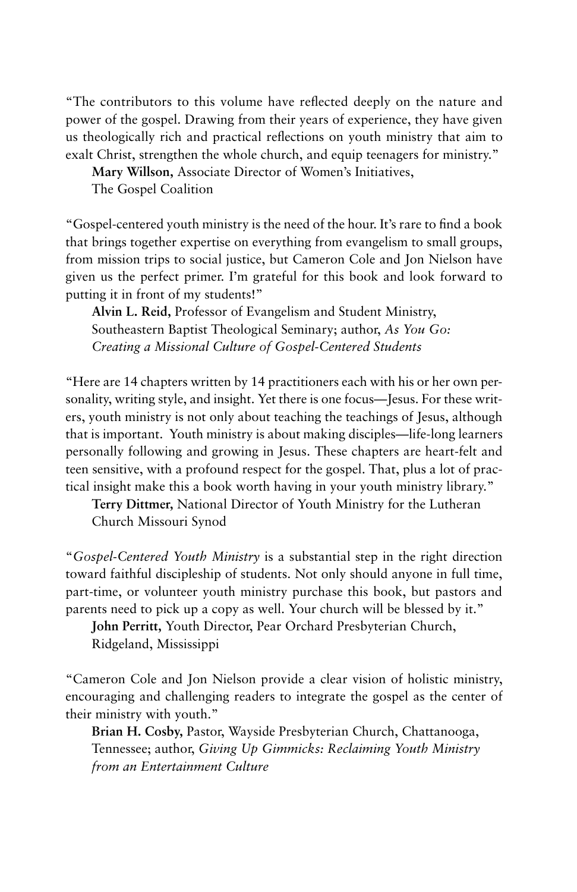"The contributors to this volume have reflected deeply on the nature and power of the gospel. Drawing from their years of experience, they have given us theologically rich and practical reflections on youth ministry that aim to exalt Christ, strengthen the whole church, and equip teenagers for ministry."

**Mary Willson,** Associate Director of Women's Initiatives, The Gospel Coalition

"Gospel-centered youth ministry is the need of the hour. It's rare to find a book that brings together expertise on everything from evangelism to small groups, from mission trips to social justice, but Cameron Cole and Jon Nielson have given us the perfect primer. I'm grateful for this book and look forward to putting it in front of my students!"

**Alvin L. Reid,** Professor of Evangelism and Student Ministry, Southeastern Baptist Theological Seminary; author, *As You Go: Creating a Missional Culture of Gospel-Centered Students*

"Here are 14 chapters written by 14 practitioners each with his or her own personality, writing style, and insight. Yet there is one focus—Jesus. For these writers, youth ministry is not only about teaching the teachings of Jesus, although that is important. Youth ministry is about making disciples—life-long learners personally following and growing in Jesus. These chapters are heart-felt and teen sensitive, with a profound respect for the gospel. That, plus a lot of practical insight make this a book worth having in your youth ministry library."

**Terry Dittmer,** National Director of Youth Ministry for the Lutheran Church Missouri Synod

"*Gospel-Centered Youth Ministry* is a substantial step in the right direction toward faithful discipleship of students. Not only should anyone in full time, part-time, or volunteer youth ministry purchase this book, but pastors and parents need to pick up a copy as well. Your church will be blessed by it."

**John Perritt,** Youth Director, Pear Orchard Presbyterian Church, Ridgeland, Mississippi

"Cameron Cole and Jon Nielson provide a clear vision of holistic ministry, encouraging and challenging readers to integrate the gospel as the center of their ministry with youth."

**Brian H. Cosby,** Pastor, Wayside Presbyterian Church, Chattanooga, Tennessee; author, *Giving Up Gimmicks: Reclaiming Youth Ministry from an Entertainment Culture*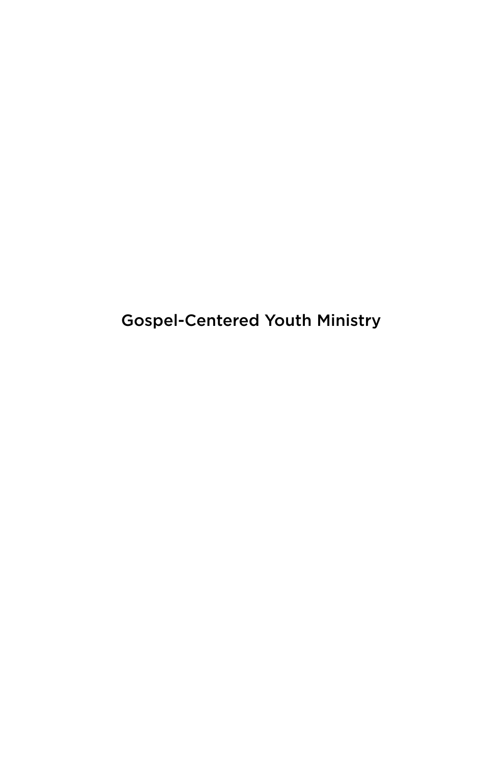Gospel-Centered Youth Ministry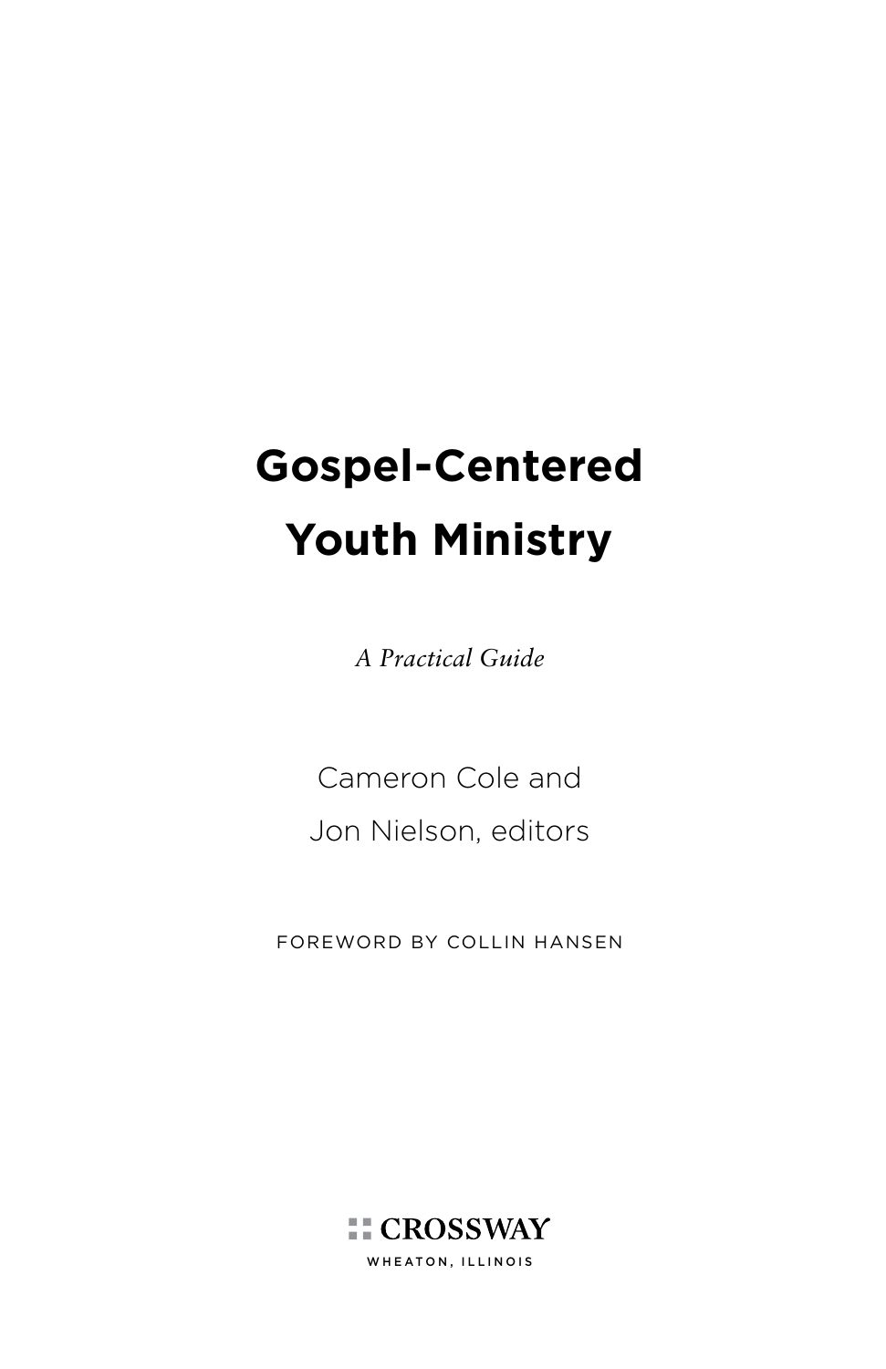# Gospel-Centered Youth Ministry

*A Practical Guide*

Cameron Cole and Jon Nielson, editors

FOREWORD BY COLLIN HANSEN

CROSSWAY

WHEATON, ILLINOIS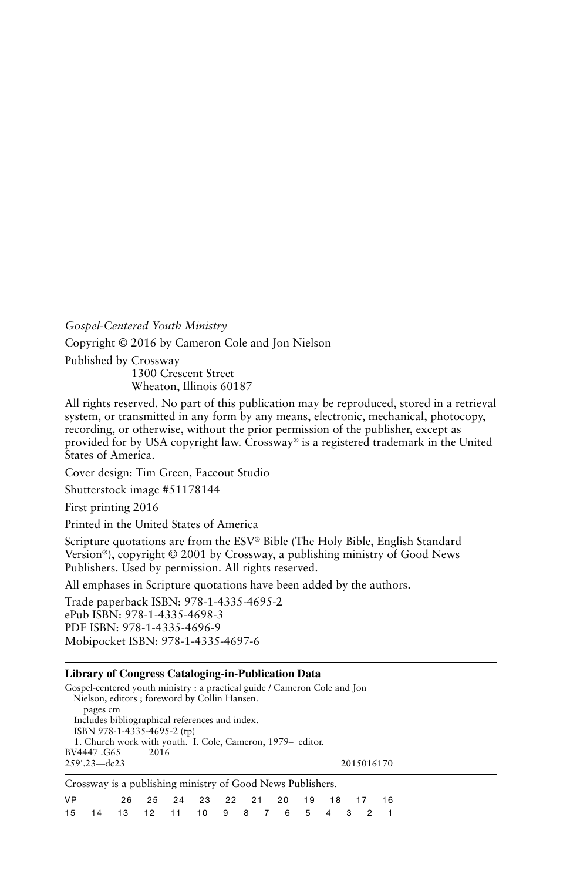*Gospel-Centered Youth Ministry*

Copyright © 2016 by Cameron Cole and Jon Nielson

Published by Crossway
1300 Crescent Street
Wheaton, Illinois 60187

All rights reserved. No part of this publication may be reproduced, stored in a retrieval system, or transmitted in any form by any means, electronic, mechanical, photocopy, recording, or otherwise, without the prior permission of the publisher, except as provided for by USA copyright law. Crossway® is a registered trademark in the United States of America.

Cover design: Tim Green, Faceout Studio

Shutterstock image #51178144

First printing 2016

Printed in the United States of America

Scripture quotations are from the ESV® Bible (The Holy Bible, English Standard Version®), copyright © 2001 by Crossway, a publishing ministry of Good News Publishers. Used by permission. All rights reserved.

All emphases in Scripture quotations have been added by the authors.

Trade paperback ISBN: 978-1-4335-4695-2
ePub ISBN: 978-1-4335-4698-3
PDF ISBN: 978-1-4335-4696-9
Mobipocket ISBN: 978-1-4335-4697-6

---

**Library of Congress Cataloging-in-Publication Data**

Gospel-centered youth ministry : a practical guide / Cameron Cole and Jon Nielson, editors ; foreword by Collin Hansen.
pages cm
Includes bibliographical references and index.
ISBN 978-1-4335-4695-2 (tp)
1. Church work with youth. I. Cole, Cameron, 1979– editor.
BV4447 .G65 2016
259'.23—dc23 2015016170

---

Crossway is a publishing ministry of Good News Publishers.

VP 26 25 24 23 22 21 20 19 18 17 16
15 14 13 12 11 10 9 8 7 6 5 4 3 2 1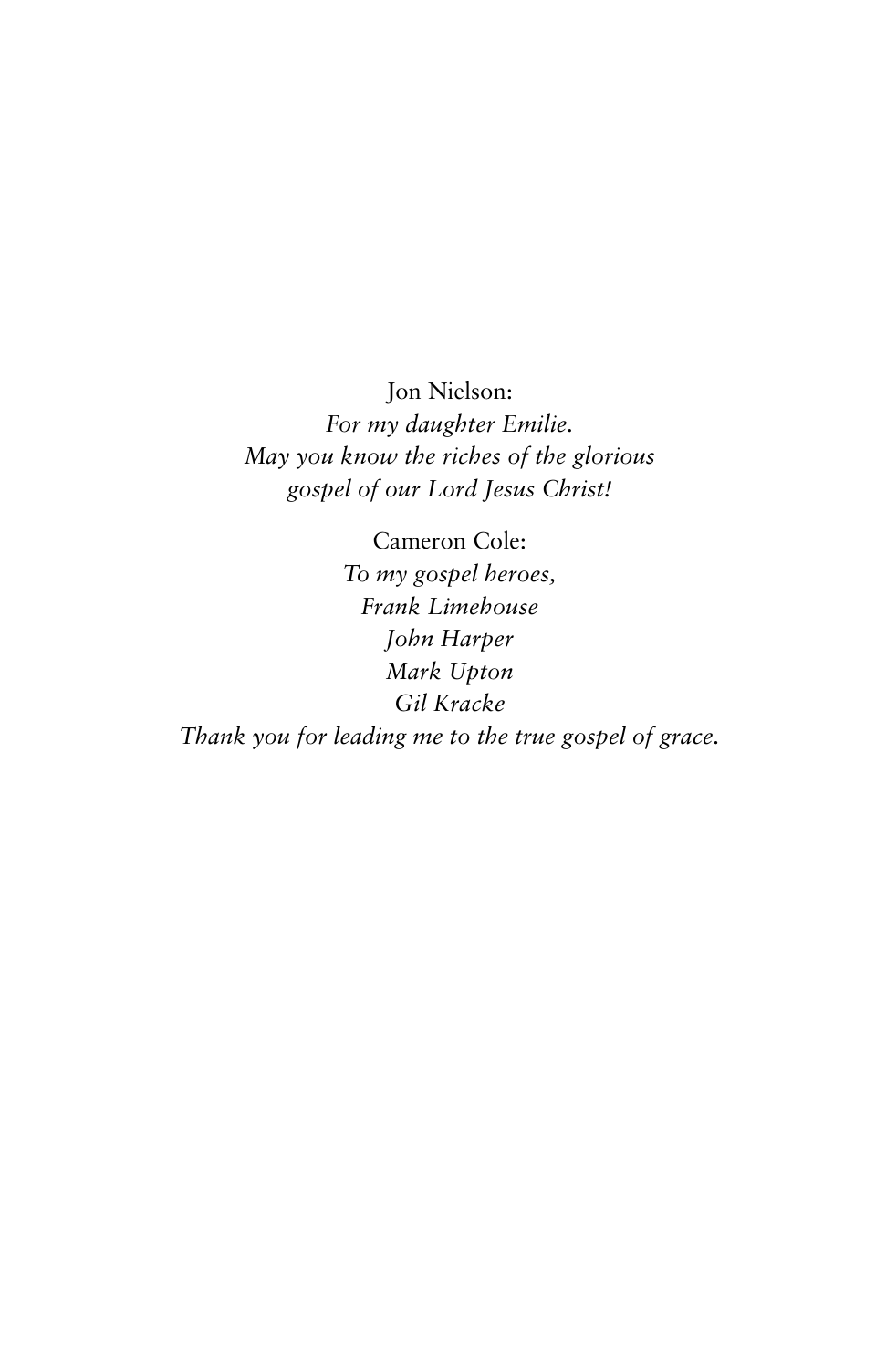Jon Nielson:
*For my daughter Emilie.*
*May you know the riches of the glorious gospel of our Lord Jesus Christ!*

Cameron Cole:
*To my gospel heroes,*
*Frank Limehouse*
*John Harper*
*Mark Upton*
*Gil Kracke*
*Thank you for leading me to the true gospel of grace.*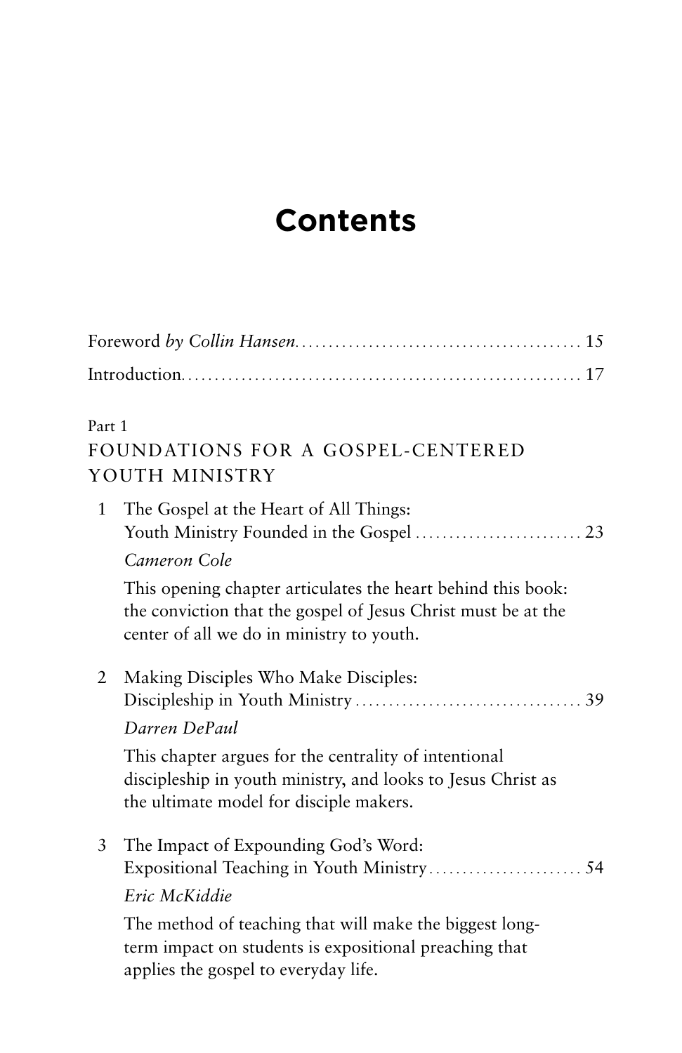# Contents

Foreword *by Collin Hansen* ... 15

Introduction ... 17

Part 1

## FOUNDATIONS FOR A GOSPEL-CENTERED YOUTH MINISTRY

1 The Gospel at the Heart of All Things: Youth Ministry Founded in the Gospel ... 23

*Cameron Cole*

This opening chapter articulates the heart behind this book: the conviction that the gospel of Jesus Christ must be at the center of all we do in ministry to youth.

2 Making Disciples Who Make Disciples: Discipleship in Youth Ministry ... 39

*Darren DePaul*

This chapter argues for the centrality of intentional discipleship in youth ministry, and looks to Jesus Christ as the ultimate model for disciple makers.

3 The Impact of Expounding God's Word: Expositional Teaching in Youth Ministry ... 54

*Eric McKiddie*

The method of teaching that will make the biggest long-term impact on students is expositional preaching that applies the gospel to everyday life.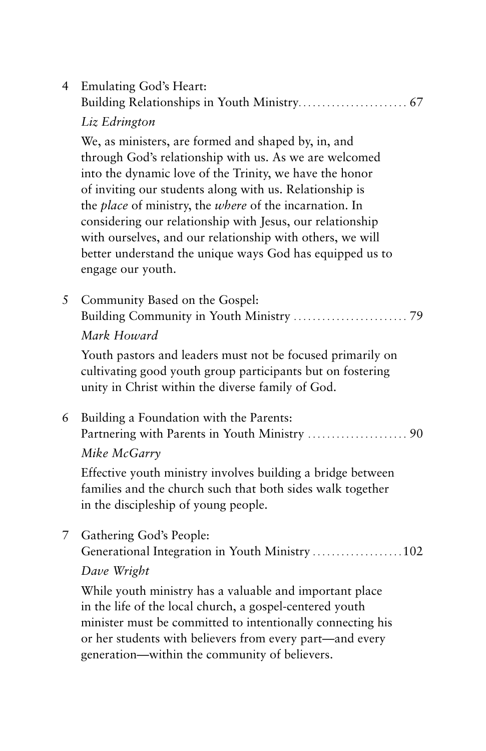4 Emulating God's Heart:
Building Relationships in Youth Ministry........................ 67

*Liz Edrington*

We, as ministers, are formed and shaped by, in, and through God's relationship with us. As we are welcomed into the dynamic love of the Trinity, we have the honor of inviting our students along with us. Relationship is the *place* of ministry, the *where* of the incarnation. In considering our relationship with Jesus, our relationship with ourselves, and our relationship with others, we will better understand the unique ways God has equipped us to engage our youth.

5 Community Based on the Gospel:
Building Community in Youth Ministry ........................ 79

*Mark Howard*

Youth pastors and leaders must not be focused primarily on cultivating good youth group participants but on fostering unity in Christ within the diverse family of God.

6 Building a Foundation with the Parents:
Partnering with Parents in Youth Ministry ..................... 90

*Mike McGarry*

Effective youth ministry involves building a bridge between families and the church such that both sides walk together in the discipleship of young people.

7 Gathering God's People:
Generational Integration in Youth Ministry ...................102

*Dave Wright*

While youth ministry has a valuable and important place in the life of the local church, a gospel-centered youth minister must be committed to intentionally connecting his or her students with believers from every part—and every generation—within the community of believers.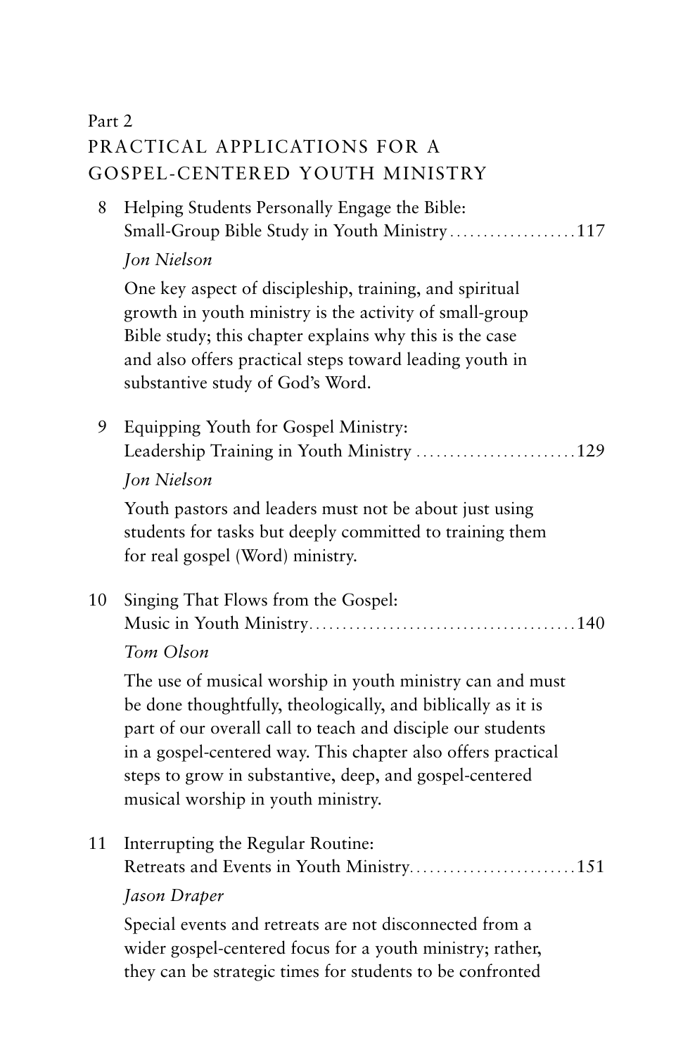Part 2

## PRACTICAL APPLICATIONS FOR A GOSPEL-CENTERED YOUTH MINISTRY

8 Helping Students Personally Engage the Bible: Small-Group Bible Study in Youth Ministry ...................117

*Jon Nielson*

One key aspect of discipleship, training, and spiritual growth in youth ministry is the activity of small-group Bible study; this chapter explains why this is the case and also offers practical steps toward leading youth in substantive study of God's Word.

9 Equipping Youth for Gospel Ministry: Leadership Training in Youth Ministry ........................129

*Jon Nielson*

Youth pastors and leaders must not be about just using students for tasks but deeply committed to training them for real gospel (Word) ministry.

10 Singing That Flows from the Gospel: Music in Youth Ministry........................................140

*Tom Olson*

The use of musical worship in youth ministry can and must be done thoughtfully, theologically, and biblically as it is part of our overall call to teach and disciple our students in a gospel-centered way. This chapter also offers practical steps to grow in substantive, deep, and gospel-centered musical worship in youth ministry.

11 Interrupting the Regular Routine: Retreats and Events in Youth Ministry.........................151

*Jason Draper*

Special events and retreats are not disconnected from a wider gospel-centered focus for a youth ministry; rather, they can be strategic times for students to be confronted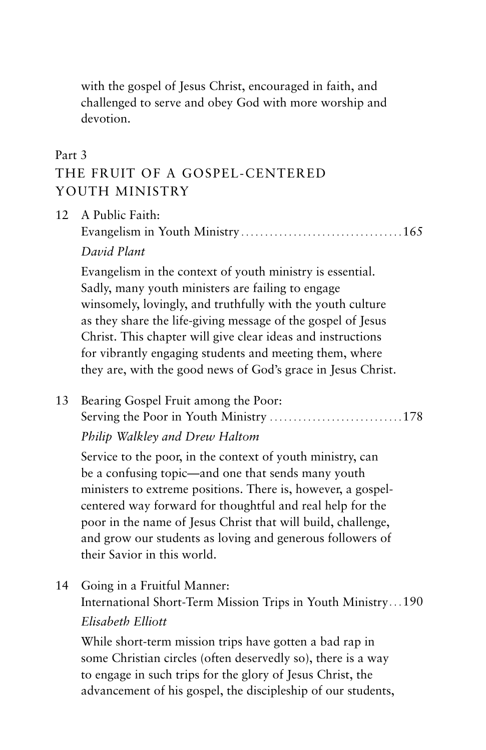with the gospel of Jesus Christ, encouraged in faith, and challenged to serve and obey God with more worship and devotion.

## Part 3
## THE FRUIT OF A GOSPEL-CENTERED YOUTH MINISTRY

12 A Public Faith:
Evangelism in Youth Ministry ..................................165
*David Plant*

Evangelism in the context of youth ministry is essential. Sadly, many youth ministers are failing to engage winsomely, lovingly, and truthfully with the youth culture as they share the life-giving message of the gospel of Jesus Christ. This chapter will give clear ideas and instructions for vibrantly engaging students and meeting them, where they are, with the good news of God's grace in Jesus Christ.

13 Bearing Gospel Fruit among the Poor:
Serving the Poor in Youth Ministry ............................178
*Philip Walkley and Drew Haltom*

Service to the poor, in the context of youth ministry, can be a confusing topic—and one that sends many youth ministers to extreme positions. There is, however, a gospel-centered way forward for thoughtful and real help for the poor in the name of Jesus Christ that will build, challenge, and grow our students as loving and generous followers of their Savior in this world.

14 Going in a Fruitful Manner:
International Short-Term Mission Trips in Youth Ministry...190
*Elisabeth Elliott*

While short-term mission trips have gotten a bad rap in some Christian circles (often deservedly so), there is a way to engage in such trips for the glory of Jesus Christ, the advancement of his gospel, the discipleship of our students,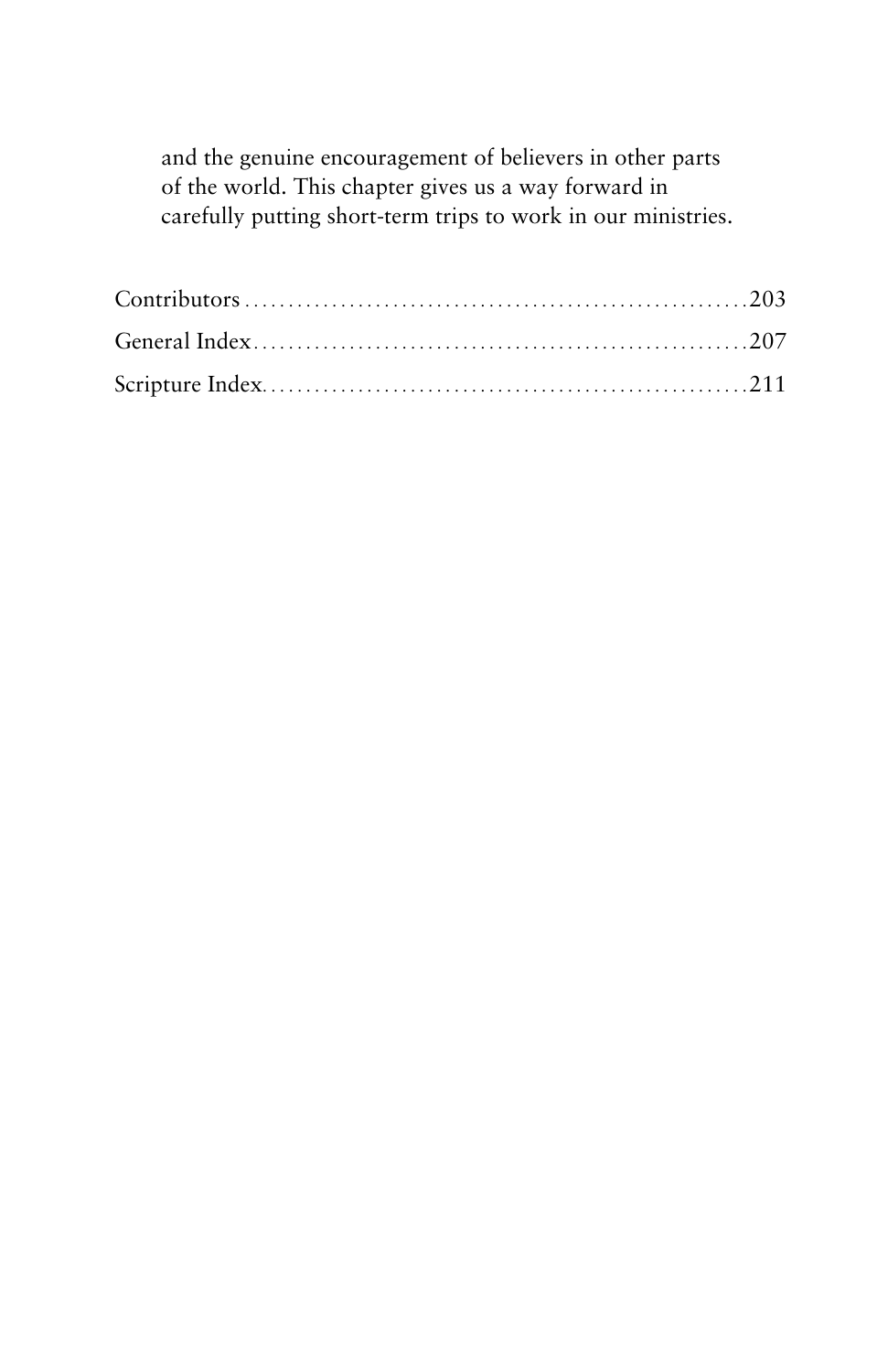and the genuine encouragement of believers in other parts of the world. This chapter gives us a way forward in carefully putting short-term trips to work in our ministries.

Contributors ........................................................203

General Index.......................................................207

Scripture Index.....................................................211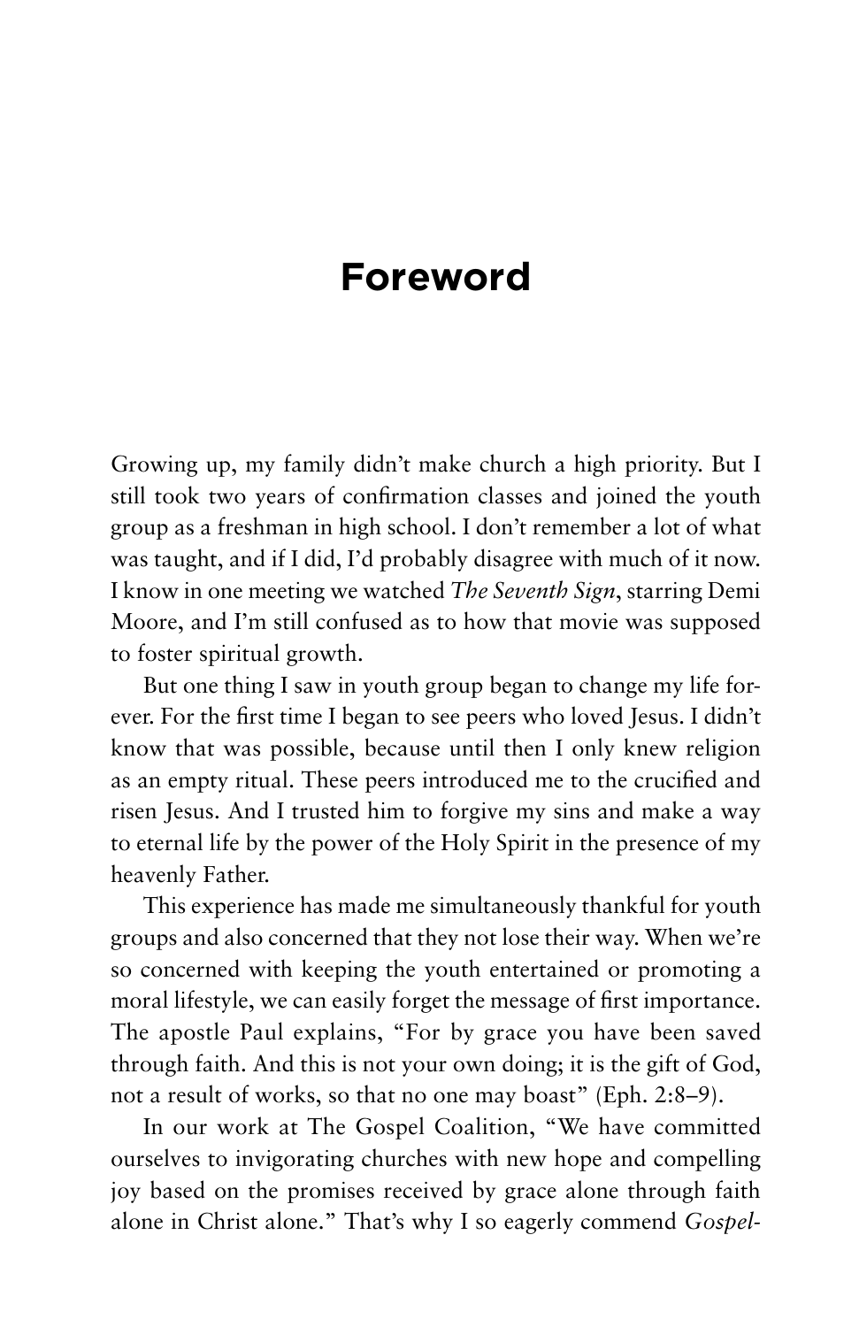# Foreword

Growing up, my family didn't make church a high priority. But I still took two years of confirmation classes and joined the youth group as a freshman in high school. I don't remember a lot of what was taught, and if I did, I'd probably disagree with much of it now. I know in one meeting we watched *The Seventh Sign*, starring Demi Moore, and I'm still confused as to how that movie was supposed to foster spiritual growth.

But one thing I saw in youth group began to change my life forever. For the first time I began to see peers who loved Jesus. I didn't know that was possible, because until then I only knew religion as an empty ritual. These peers introduced me to the crucified and risen Jesus. And I trusted him to forgive my sins and make a way to eternal life by the power of the Holy Spirit in the presence of my heavenly Father.

This experience has made me simultaneously thankful for youth groups and also concerned that they not lose their way. When we're so concerned with keeping the youth entertained or promoting a moral lifestyle, we can easily forget the message of first importance. The apostle Paul explains, "For by grace you have been saved through faith. And this is not your own doing; it is the gift of God, not a result of works, so that no one may boast" (Eph. 2:8–9).

In our work at The Gospel Coalition, "We have committed ourselves to invigorating churches with new hope and compelling joy based on the promises received by grace alone through faith alone in Christ alone." That's why I so eagerly commend *Gospel-*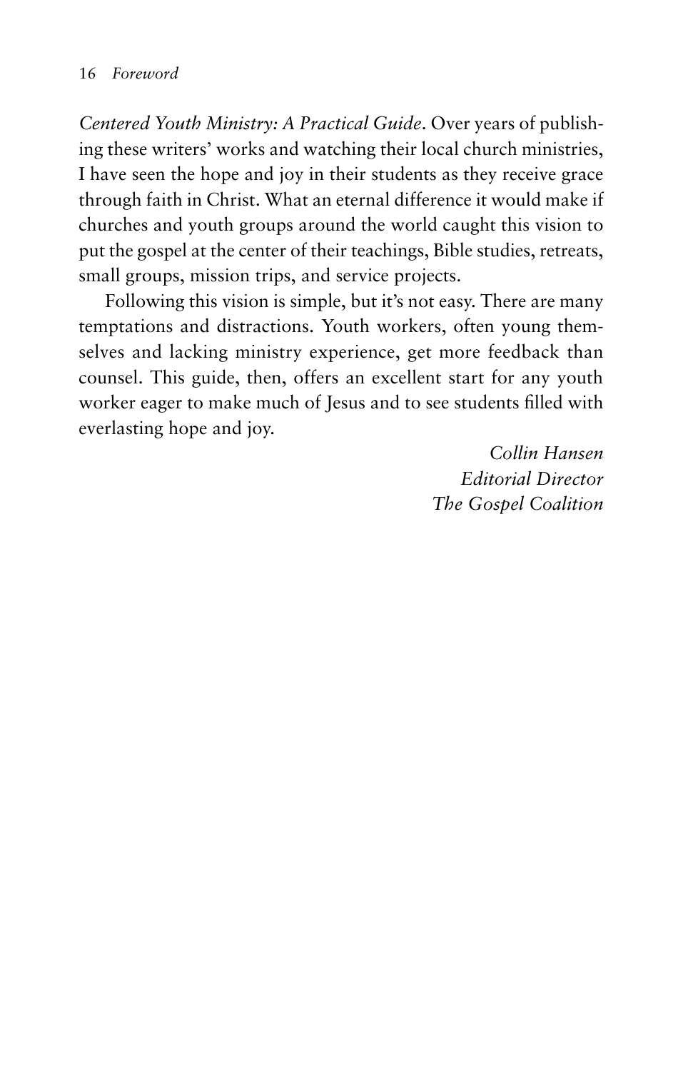*Centered Youth Ministry: A Practical Guide*. Over years of publishing these writers' works and watching their local church ministries, I have seen the hope and joy in their students as they receive grace through faith in Christ. What an eternal difference it would make if churches and youth groups around the world caught this vision to put the gospel at the center of their teachings, Bible studies, retreats, small groups, mission trips, and service projects.

Following this vision is simple, but it's not easy. There are many temptations and distractions. Youth workers, often young themselves and lacking ministry experience, get more feedback than counsel. This guide, then, offers an excellent start for any youth worker eager to make much of Jesus and to see students filled with everlasting hope and joy.

*Collin Hansen*
*Editorial Director*
*The Gospel Coalition*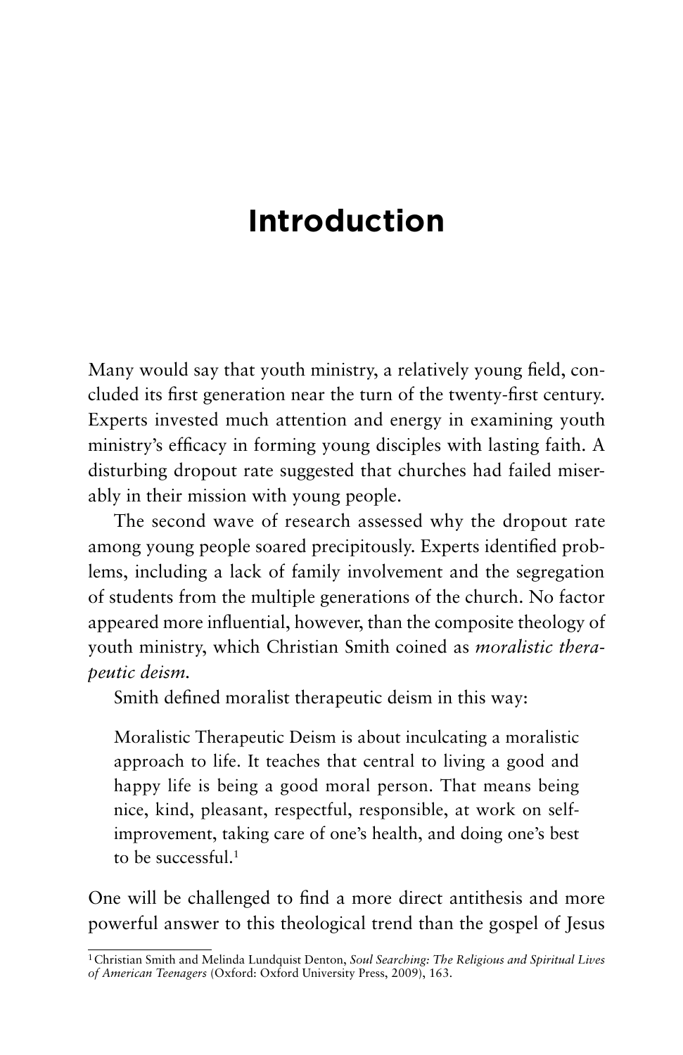# Introduction

Many would say that youth ministry, a relatively young field, concluded its first generation near the turn of the twenty-first century. Experts invested much attention and energy in examining youth ministry's efficacy in forming young disciples with lasting faith. A disturbing dropout rate suggested that churches had failed miserably in their mission with young people.

The second wave of research assessed why the dropout rate among young people soared precipitously. Experts identified problems, including a lack of family involvement and the segregation of students from the multiple generations of the church. No factor appeared more influential, however, than the composite theology of youth ministry, which Christian Smith coined as *moralistic therapeutic deism.*

Smith defined moralist therapeutic deism in this way:

> Moralistic Therapeutic Deism is about inculcating a moralistic approach to life. It teaches that central to living a good and happy life is being a good moral person. That means being nice, kind, pleasant, respectful, responsible, at work on self-improvement, taking care of one's health, and doing one's best to be successful.[1]

One will be challenged to find a more direct antithesis and more powerful answer to this theological trend than the gospel of Jesus

[1] Christian Smith and Melinda Lundquist Denton, *Soul Searching: The Religious and Spiritual Lives of American Teenagers* (Oxford: Oxford University Press, 2009), 163.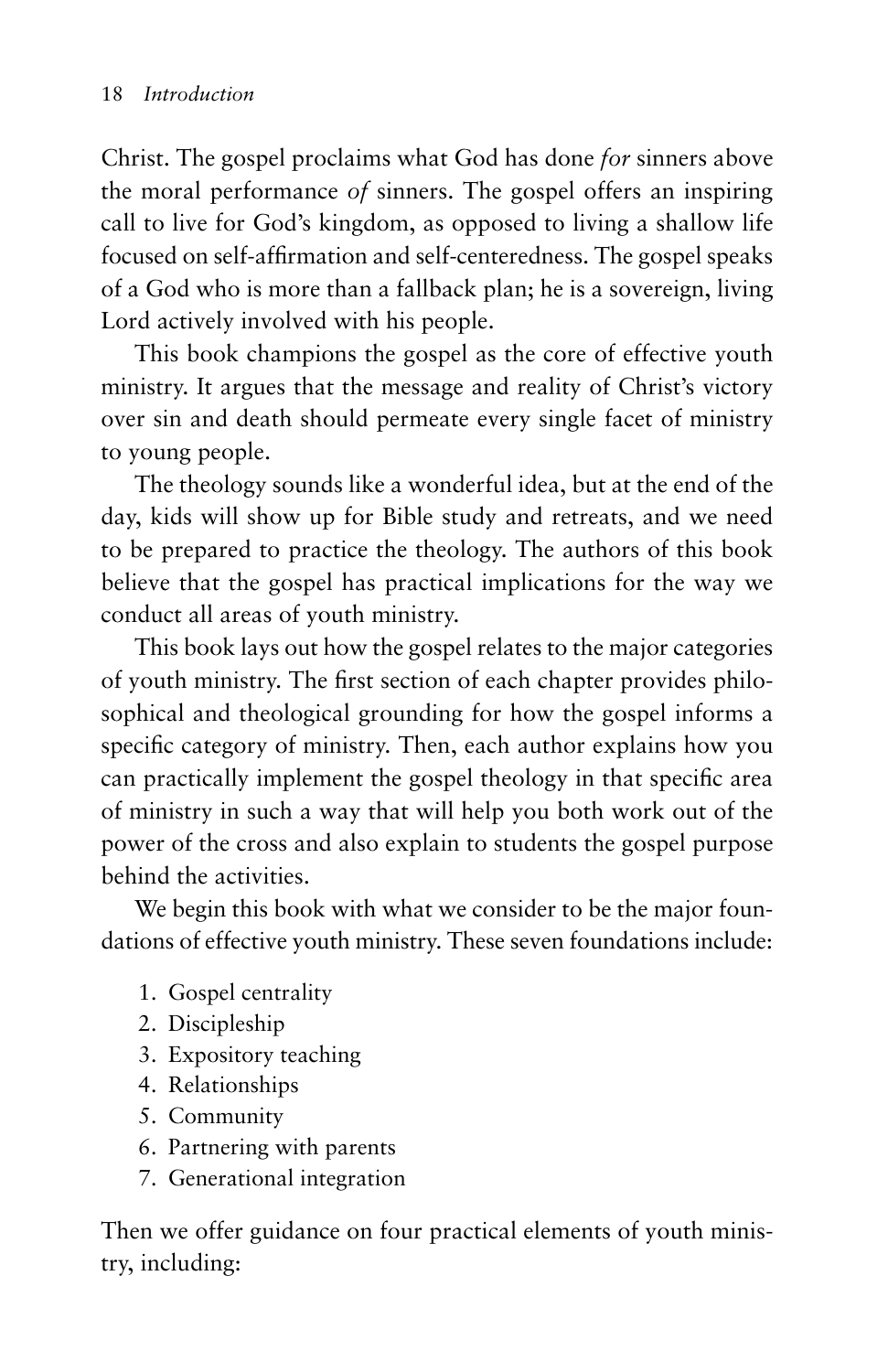Christ. The gospel proclaims what God has done *for* sinners above the moral performance *of* sinners. The gospel offers an inspiring call to live for God's kingdom, as opposed to living a shallow life focused on self-affirmation and self-centeredness. The gospel speaks of a God who is more than a fallback plan; he is a sovereign, living Lord actively involved with his people.

This book champions the gospel as the core of effective youth ministry. It argues that the message and reality of Christ's victory over sin and death should permeate every single facet of ministry to young people.

The theology sounds like a wonderful idea, but at the end of the day, kids will show up for Bible study and retreats, and we need to be prepared to practice the theology. The authors of this book believe that the gospel has practical implications for the way we conduct all areas of youth ministry.

This book lays out how the gospel relates to the major categories of youth ministry. The first section of each chapter provides philosophical and theological grounding for how the gospel informs a specific category of ministry. Then, each author explains how you can practically implement the gospel theology in that specific area of ministry in such a way that will help you both work out of the power of the cross and also explain to students the gospel purpose behind the activities.

We begin this book with what we consider to be the major foundations of effective youth ministry. These seven foundations include:

1. Gospel centrality
2. Discipleship
3. Expository teaching
4. Relationships
5. Community
6. Partnering with parents
7. Generational integration

Then we offer guidance on four practical elements of youth ministry, including: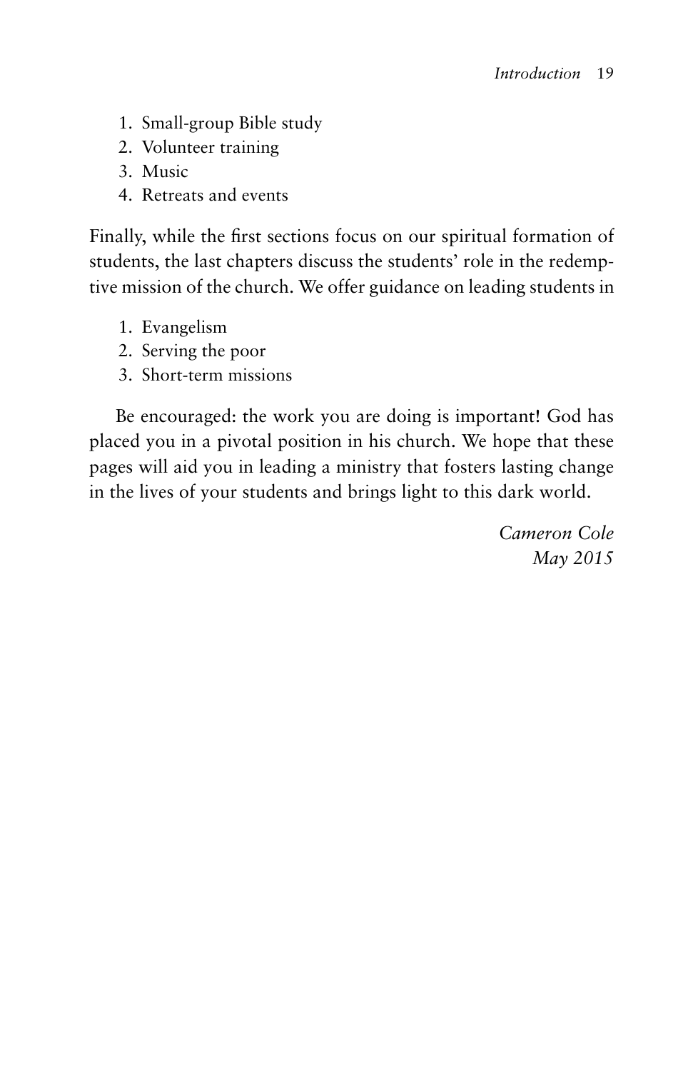1. Small-group Bible study
2. Volunteer training
3. Music
4. Retreats and events

Finally, while the first sections focus on our spiritual formation of students, the last chapters discuss the students' role in the redemptive mission of the church. We offer guidance on leading students in

1. Evangelism
2. Serving the poor
3. Short-term missions

Be encouraged: the work you are doing is important! God has placed you in a pivotal position in his church. We hope that these pages will aid you in leading a ministry that fosters lasting change in the lives of your students and brings light to this dark world.

*Cameron Cole*
*May 2015*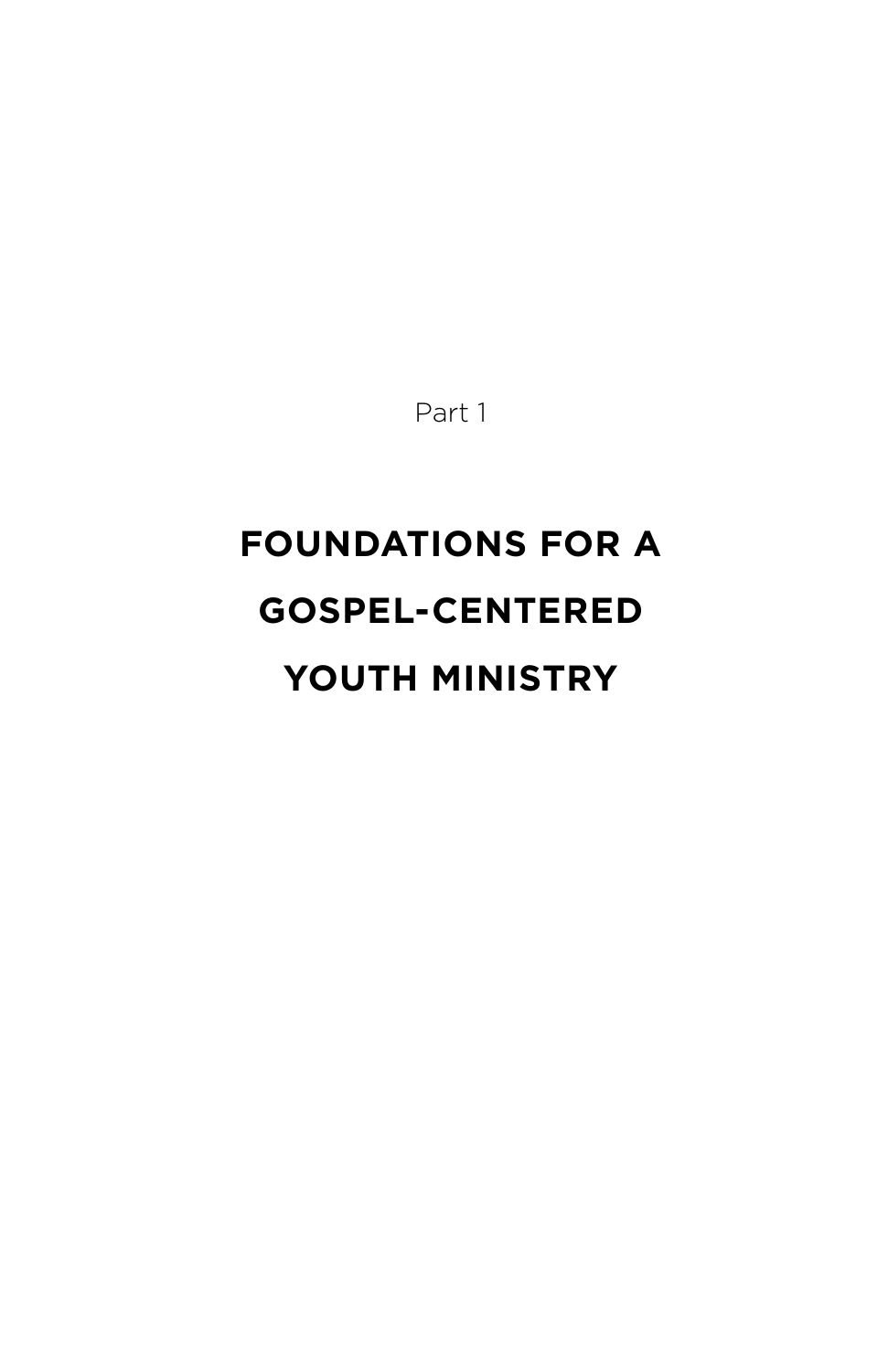Part 1

# FOUNDATIONS FOR A GOSPEL-CENTERED YOUTH MINISTRY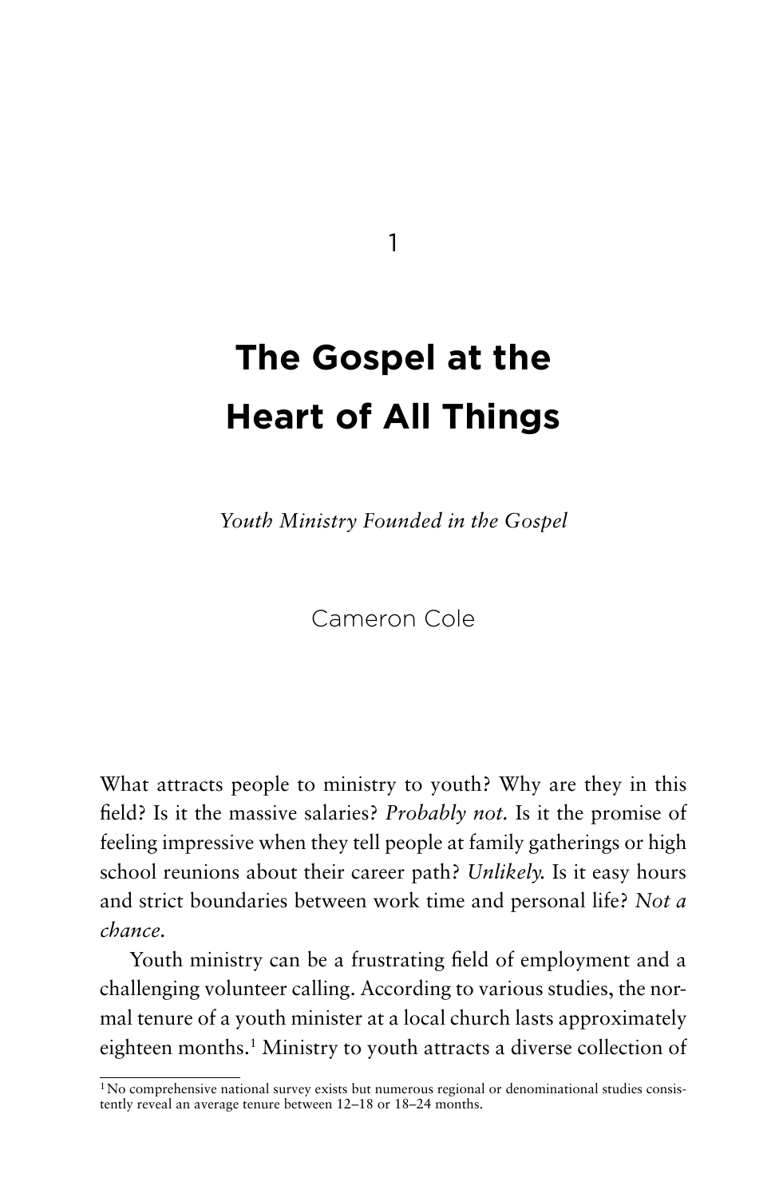# 1

# The Gospel at the Heart of All Things

*Youth Ministry Founded in the Gospel*

Cameron Cole

What attracts people to ministry to youth? Why are they in this field? Is it the massive salaries? *Probably not.* Is it the promise of feeling impressive when they tell people at family gatherings or high school reunions about their career path? *Unlikely.* Is it easy hours and strict boundaries between work time and personal life? *Not a chance.*

Youth ministry can be a frustrating field of employment and a challenging volunteer calling. According to various studies, the normal tenure of a youth minister at a local church lasts approximately eighteen months.[1] Ministry to youth attracts a diverse collection of

[1] No comprehensive national survey exists but numerous regional or denominational studies consistently reveal an average tenure between 12–18 or 18–24 months.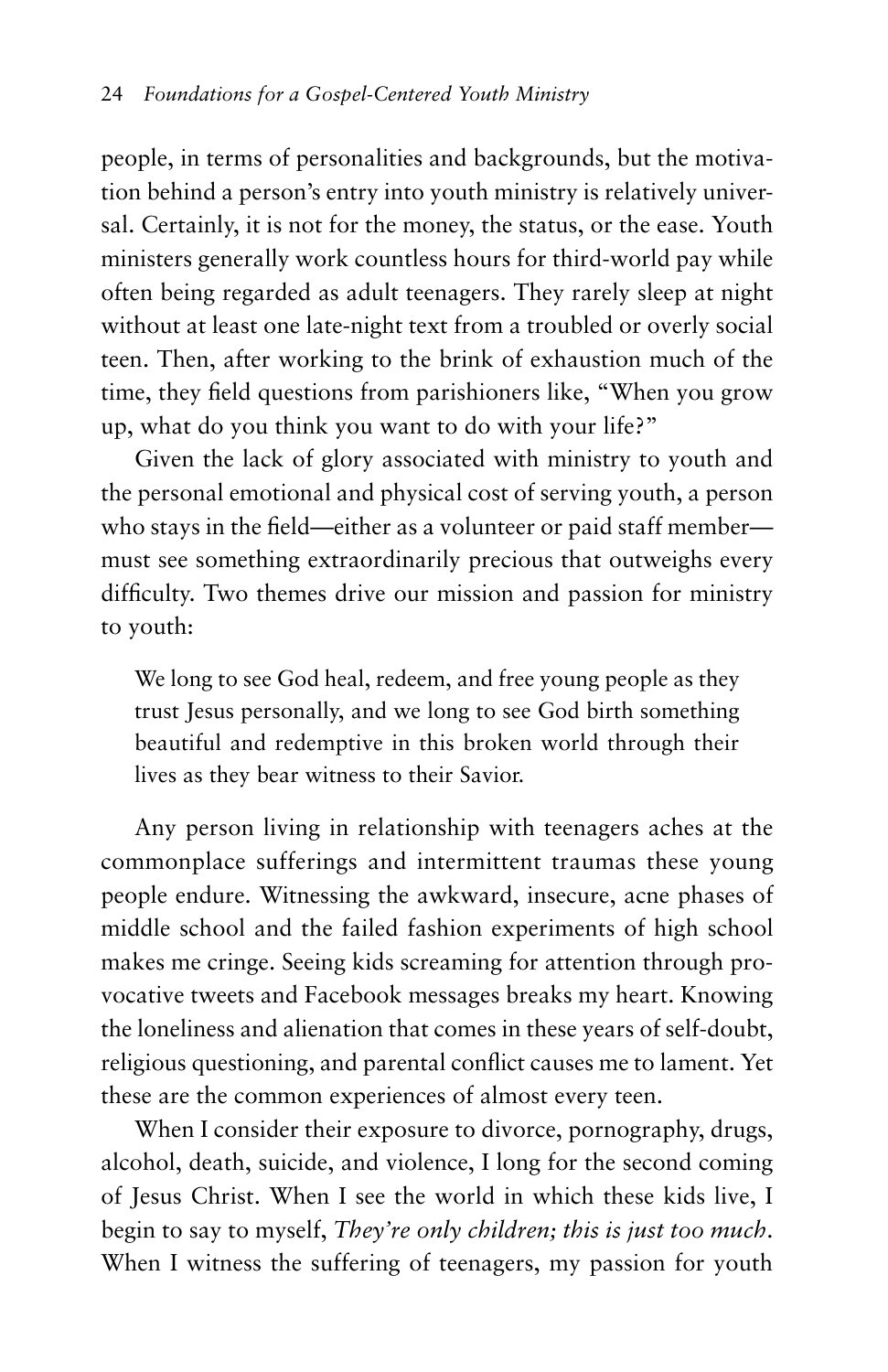people, in terms of personalities and backgrounds, but the motivation behind a person's entry into youth ministry is relatively universal. Certainly, it is not for the money, the status, or the ease. Youth ministers generally work countless hours for third-world pay while often being regarded as adult teenagers. They rarely sleep at night without at least one late-night text from a troubled or overly social teen. Then, after working to the brink of exhaustion much of the time, they field questions from parishioners like, "When you grow up, what do you think you want to do with your life?"

Given the lack of glory associated with ministry to youth and the personal emotional and physical cost of serving youth, a person who stays in the field—either as a volunteer or paid staff member—must see something extraordinarily precious that outweighs every difficulty. Two themes drive our mission and passion for ministry to youth:

> We long to see God heal, redeem, and free young people as they trust Jesus personally, and we long to see God birth something beautiful and redemptive in this broken world through their lives as they bear witness to their Savior.

Any person living in relationship with teenagers aches at the commonplace sufferings and intermittent traumas these young people endure. Witnessing the awkward, insecure, acne phases of middle school and the failed fashion experiments of high school makes me cringe. Seeing kids screaming for attention through provocative tweets and Facebook messages breaks my heart. Knowing the loneliness and alienation that comes in these years of self-doubt, religious questioning, and parental conflict causes me to lament. Yet these are the common experiences of almost every teen.

When I consider their exposure to divorce, pornography, drugs, alcohol, death, suicide, and violence, I long for the second coming of Jesus Christ. When I see the world in which these kids live, I begin to say to myself, *They're only children; this is just too much*. When I witness the suffering of teenagers, my passion for youth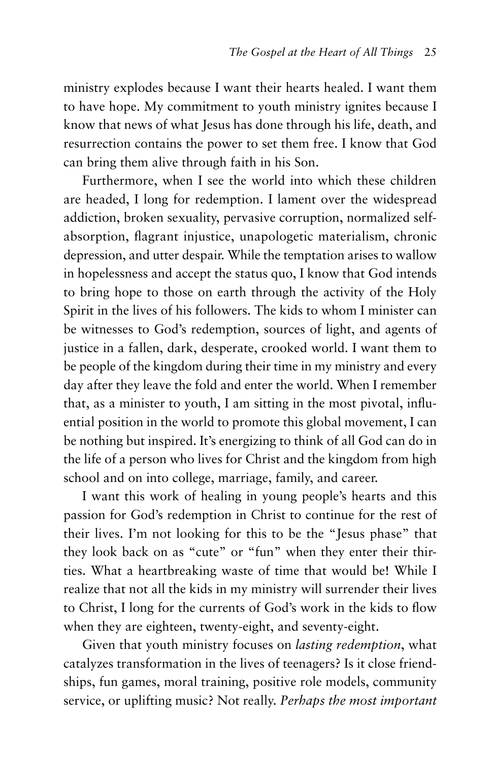ministry explodes because I want their hearts healed. I want them to have hope. My commitment to youth ministry ignites because I know that news of what Jesus has done through his life, death, and resurrection contains the power to set them free. I know that God can bring them alive through faith in his Son.

Furthermore, when I see the world into which these children are headed, I long for redemption. I lament over the widespread addiction, broken sexuality, pervasive corruption, normalized self-absorption, flagrant injustice, unapologetic materialism, chronic depression, and utter despair. While the temptation arises to wallow in hopelessness and accept the status quo, I know that God intends to bring hope to those on earth through the activity of the Holy Spirit in the lives of his followers. The kids to whom I minister can be witnesses to God's redemption, sources of light, and agents of justice in a fallen, dark, desperate, crooked world. I want them to be people of the kingdom during their time in my ministry and every day after they leave the fold and enter the world. When I remember that, as a minister to youth, I am sitting in the most pivotal, influential position in the world to promote this global movement, I can be nothing but inspired. It's energizing to think of all God can do in the life of a person who lives for Christ and the kingdom from high school and on into college, marriage, family, and career.

I want this work of healing in young people's hearts and this passion for God's redemption in Christ to continue for the rest of their lives. I'm not looking for this to be the "Jesus phase" that they look back on as "cute" or "fun" when they enter their thirties. What a heartbreaking waste of time that would be! While I realize that not all the kids in my ministry will surrender their lives to Christ, I long for the currents of God's work in the kids to flow when they are eighteen, twenty-eight, and seventy-eight.

Given that youth ministry focuses on *lasting redemption*, what catalyzes transformation in the lives of teenagers? Is it close friendships, fun games, moral training, positive role models, community service, or uplifting music? Not really. *Perhaps the most important*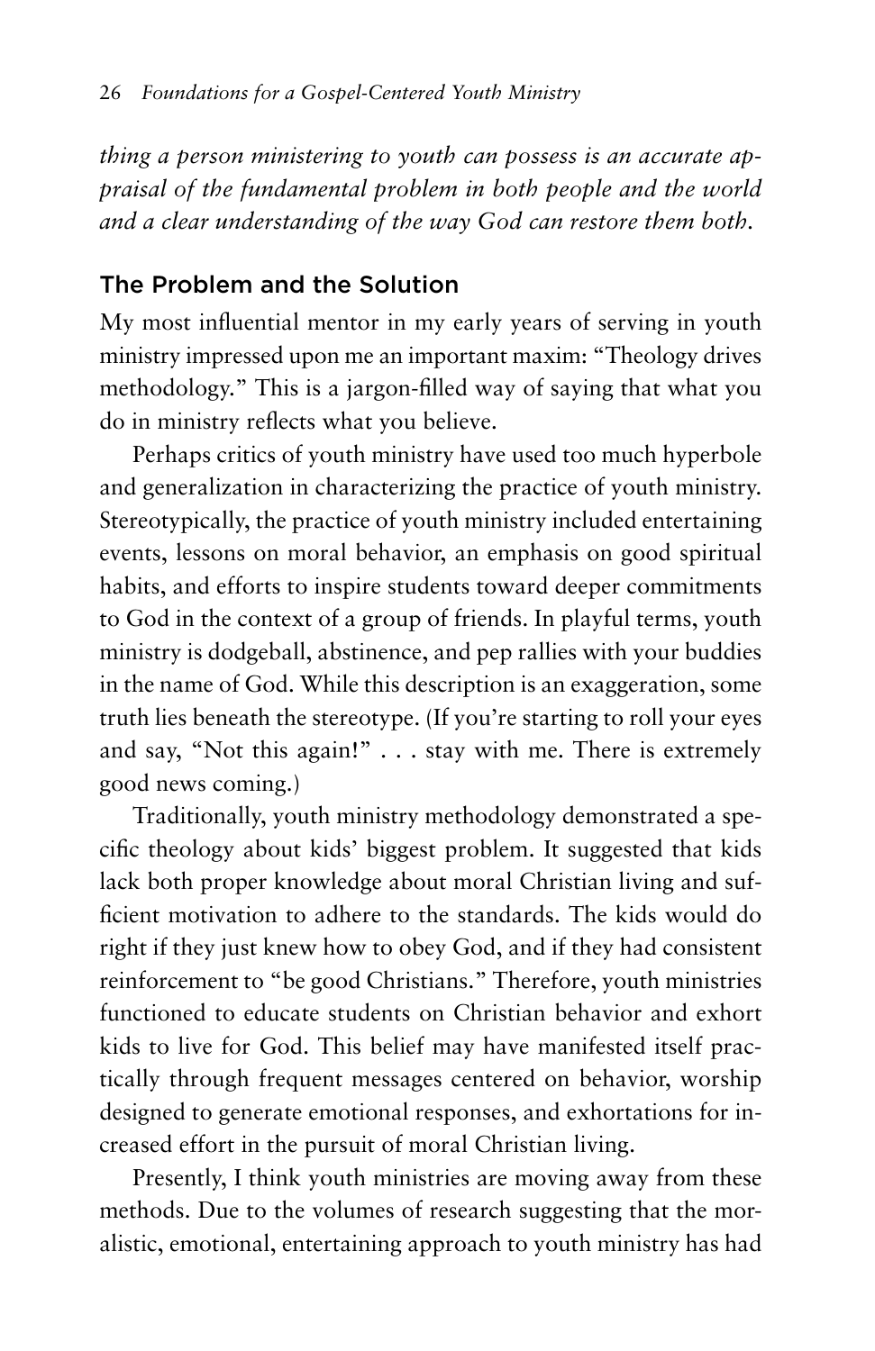*thing a person ministering to youth can possess is an accurate appraisal of the fundamental problem in both people and the world and a clear understanding of the way God can restore them both.*

## The Problem and the Solution

My most influential mentor in my early years of serving in youth ministry impressed upon me an important maxim: "Theology drives methodology." This is a jargon-filled way of saying that what you do in ministry reflects what you believe.

Perhaps critics of youth ministry have used too much hyperbole and generalization in characterizing the practice of youth ministry. Stereotypically, the practice of youth ministry included entertaining events, lessons on moral behavior, an emphasis on good spiritual habits, and efforts to inspire students toward deeper commitments to God in the context of a group of friends. In playful terms, youth ministry is dodgeball, abstinence, and pep rallies with your buddies in the name of God. While this description is an exaggeration, some truth lies beneath the stereotype. (If you're starting to roll your eyes and say, "Not this again!" . . . stay with me. There is extremely good news coming.)

Traditionally, youth ministry methodology demonstrated a specific theology about kids' biggest problem. It suggested that kids lack both proper knowledge about moral Christian living and sufficient motivation to adhere to the standards. The kids would do right if they just knew how to obey God, and if they had consistent reinforcement to "be good Christians." Therefore, youth ministries functioned to educate students on Christian behavior and exhort kids to live for God. This belief may have manifested itself practically through frequent messages centered on behavior, worship designed to generate emotional responses, and exhortations for increased effort in the pursuit of moral Christian living.

Presently, I think youth ministries are moving away from these methods. Due to the volumes of research suggesting that the moralistic, emotional, entertaining approach to youth ministry has had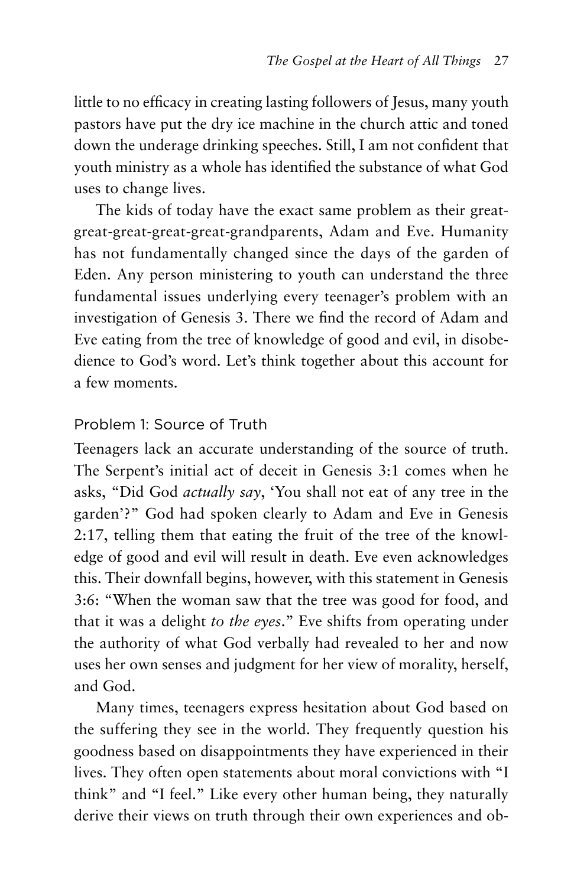little to no efficacy in creating lasting followers of Jesus, many youth pastors have put the dry ice machine in the church attic and toned down the underage drinking speeches. Still, I am not confident that youth ministry as a whole has identified the substance of what God uses to change lives.

The kids of today have the exact same problem as their great-great-great-great-great-grandparents, Adam and Eve. Humanity has not fundamentally changed since the days of the garden of Eden. Any person ministering to youth can understand the three fundamental issues underlying every teenager's problem with an investigation of Genesis 3. There we find the record of Adam and Eve eating from the tree of knowledge of good and evil, in disobedience to God's word. Let's think together about this account for a few moments.

### Problem 1: Source of Truth

Teenagers lack an accurate understanding of the source of truth. The Serpent's initial act of deceit in Genesis 3:1 comes when he asks, "Did God *actually say*, 'You shall not eat of any tree in the garden'?" God had spoken clearly to Adam and Eve in Genesis 2:17, telling them that eating the fruit of the tree of the knowledge of good and evil will result in death. Eve even acknowledges this. Their downfall begins, however, with this statement in Genesis 3:6: "When the woman saw that the tree was good for food, and that it was a delight *to the eyes*." Eve shifts from operating under the authority of what God verbally had revealed to her and now uses her own senses and judgment for her view of morality, herself, and God.

Many times, teenagers express hesitation about God based on the suffering they see in the world. They frequently question his goodness based on disappointments they have experienced in their lives. They often open statements about moral convictions with "I think" and "I feel." Like every other human being, they naturally derive their views on truth through their own experiences and ob-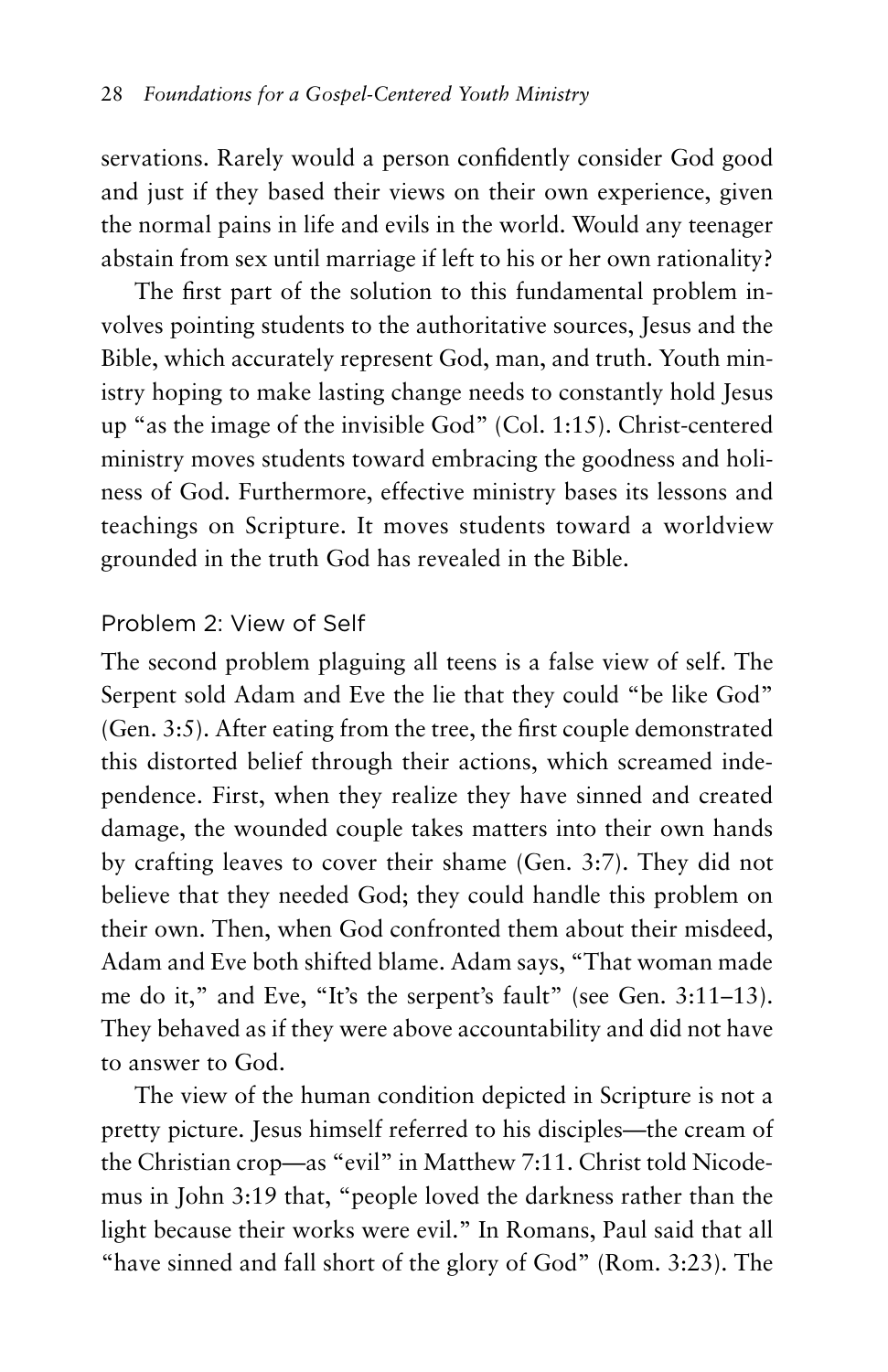servations. Rarely would a person confidently consider God good and just if they based their views on their own experience, given the normal pains in life and evils in the world. Would any teenager abstain from sex until marriage if left to his or her own rationality?

The first part of the solution to this fundamental problem involves pointing students to the authoritative sources, Jesus and the Bible, which accurately represent God, man, and truth. Youth ministry hoping to make lasting change needs to constantly hold Jesus up "as the image of the invisible God" (Col. 1:15). Christ-centered ministry moves students toward embracing the goodness and holiness of God. Furthermore, effective ministry bases its lessons and teachings on Scripture. It moves students toward a worldview grounded in the truth God has revealed in the Bible.

### Problem 2: View of Self

The second problem plaguing all teens is a false view of self. The Serpent sold Adam and Eve the lie that they could "be like God" (Gen. 3:5). After eating from the tree, the first couple demonstrated this distorted belief through their actions, which screamed independence. First, when they realize they have sinned and created damage, the wounded couple takes matters into their own hands by crafting leaves to cover their shame (Gen. 3:7). They did not believe that they needed God; they could handle this problem on their own. Then, when God confronted them about their misdeed, Adam and Eve both shifted blame. Adam says, "That woman made me do it," and Eve, "It's the serpent's fault" (see Gen. 3:11–13). They behaved as if they were above accountability and did not have to answer to God.

The view of the human condition depicted in Scripture is not a pretty picture. Jesus himself referred to his disciples—the cream of the Christian crop—as "evil" in Matthew 7:11. Christ told Nicodemus in John 3:19 that, "people loved the darkness rather than the light because their works were evil." In Romans, Paul said that all "have sinned and fall short of the glory of God" (Rom. 3:23). The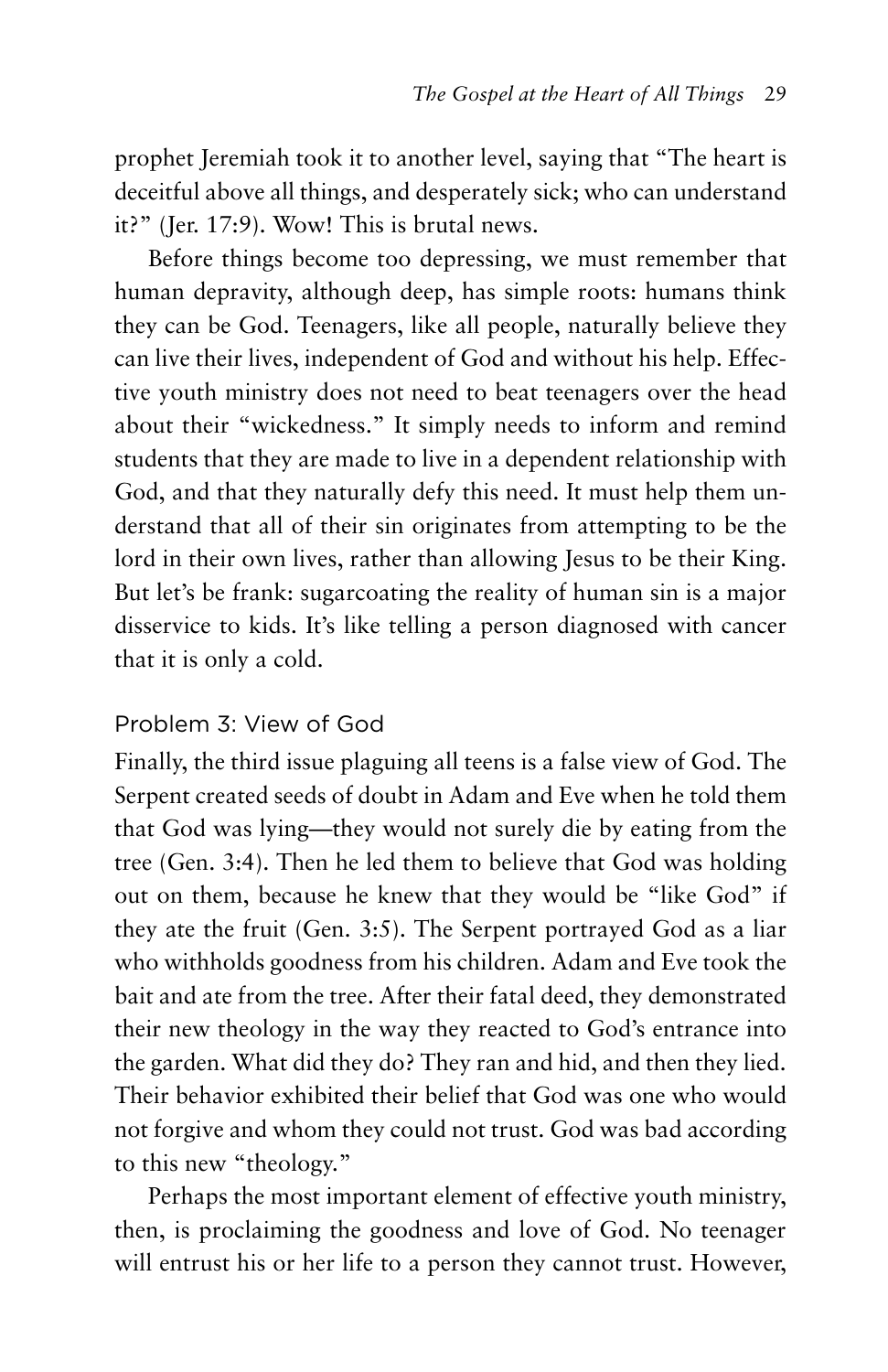prophet Jeremiah took it to another level, saying that "The heart is deceitful above all things, and desperately sick; who can understand it?" (Jer. 17:9). Wow! This is brutal news.

Before things become too depressing, we must remember that human depravity, although deep, has simple roots: humans think they can be God. Teenagers, like all people, naturally believe they can live their lives, independent of God and without his help. Effective youth ministry does not need to beat teenagers over the head about their "wickedness." It simply needs to inform and remind students that they are made to live in a dependent relationship with God, and that they naturally defy this need. It must help them understand that all of their sin originates from attempting to be the lord in their own lives, rather than allowing Jesus to be their King. But let's be frank: sugarcoating the reality of human sin is a major disservice to kids. It's like telling a person diagnosed with cancer that it is only a cold.

### Problem 3: View of God

Finally, the third issue plaguing all teens is a false view of God. The Serpent created seeds of doubt in Adam and Eve when he told them that God was lying—they would not surely die by eating from the tree (Gen. 3:4). Then he led them to believe that God was holding out on them, because he knew that they would be "like God" if they ate the fruit (Gen. 3:5). The Serpent portrayed God as a liar who withholds goodness from his children. Adam and Eve took the bait and ate from the tree. After their fatal deed, they demonstrated their new theology in the way they reacted to God's entrance into the garden. What did they do? They ran and hid, and then they lied. Their behavior exhibited their belief that God was one who would not forgive and whom they could not trust. God was bad according to this new "theology."

Perhaps the most important element of effective youth ministry, then, is proclaiming the goodness and love of God. No teenager will entrust his or her life to a person they cannot trust. However,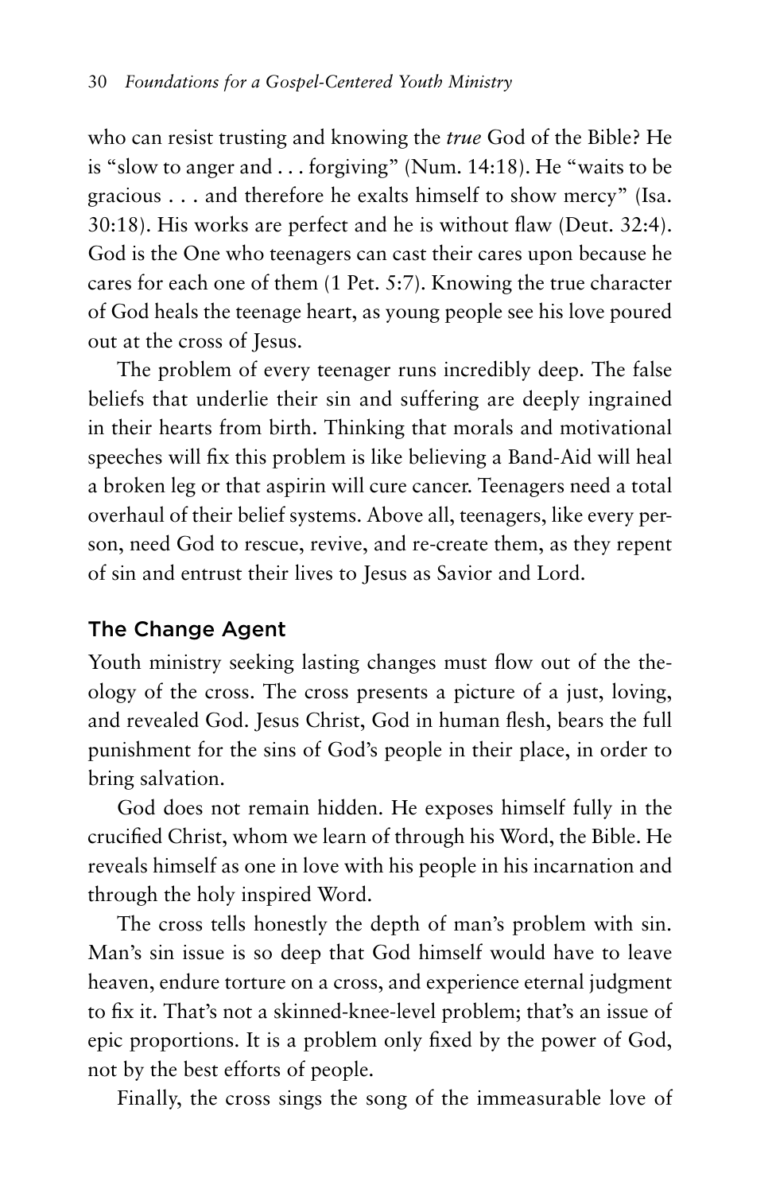who can resist trusting and knowing the *true* God of the Bible? He is "slow to anger and . . . forgiving" (Num. 14:18). He "waits to be gracious . . . and therefore he exalts himself to show mercy" (Isa. 30:18). His works are perfect and he is without flaw (Deut. 32:4). God is the One who teenagers can cast their cares upon because he cares for each one of them (1 Pet. 5:7). Knowing the true character of God heals the teenage heart, as young people see his love poured out at the cross of Jesus.

The problem of every teenager runs incredibly deep. The false beliefs that underlie their sin and suffering are deeply ingrained in their hearts from birth. Thinking that morals and motivational speeches will fix this problem is like believing a Band-Aid will heal a broken leg or that aspirin will cure cancer. Teenagers need a total overhaul of their belief systems. Above all, teenagers, like every person, need God to rescue, revive, and re-create them, as they repent of sin and entrust their lives to Jesus as Savior and Lord.

## The Change Agent

Youth ministry seeking lasting changes must flow out of the theology of the cross. The cross presents a picture of a just, loving, and revealed God. Jesus Christ, God in human flesh, bears the full punishment for the sins of God's people in their place, in order to bring salvation.

God does not remain hidden. He exposes himself fully in the crucified Christ, whom we learn of through his Word, the Bible. He reveals himself as one in love with his people in his incarnation and through the holy inspired Word.

The cross tells honestly the depth of man's problem with sin. Man's sin issue is so deep that God himself would have to leave heaven, endure torture on a cross, and experience eternal judgment to fix it. That's not a skinned-knee-level problem; that's an issue of epic proportions. It is a problem only fixed by the power of God, not by the best efforts of people.

Finally, the cross sings the song of the immeasurable love of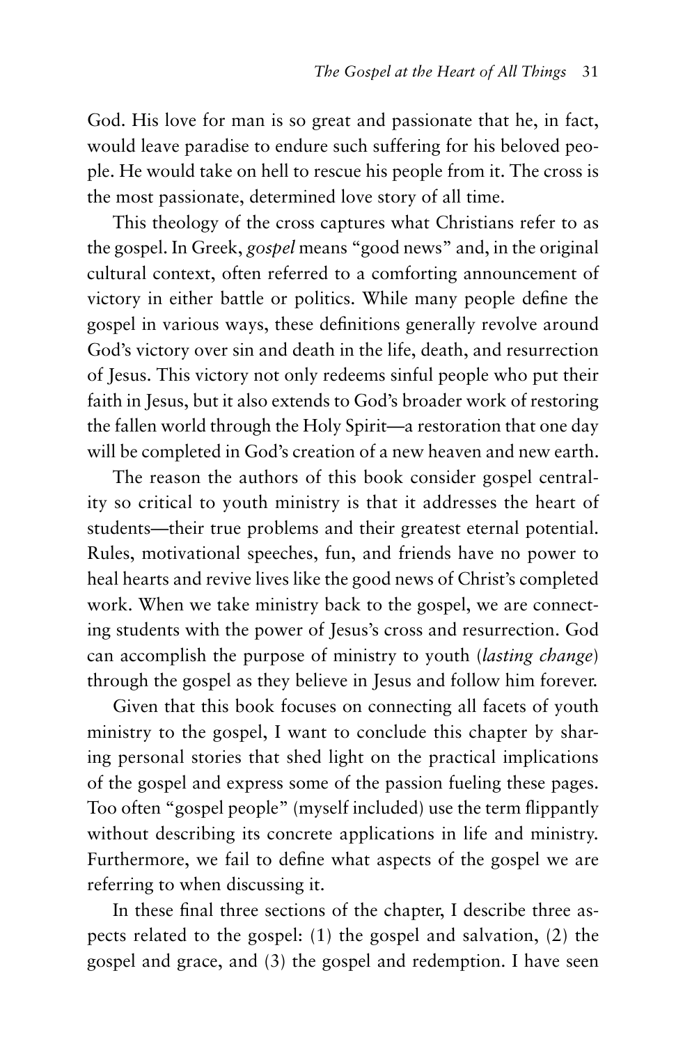God. His love for man is so great and passionate that he, in fact, would leave paradise to endure such suffering for his beloved people. He would take on hell to rescue his people from it. The cross is the most passionate, determined love story of all time.

This theology of the cross captures what Christians refer to as the gospel. In Greek, *gospel* means "good news" and, in the original cultural context, often referred to a comforting announcement of victory in either battle or politics. While many people define the gospel in various ways, these definitions generally revolve around God's victory over sin and death in the life, death, and resurrection of Jesus. This victory not only redeems sinful people who put their faith in Jesus, but it also extends to God's broader work of restoring the fallen world through the Holy Spirit—a restoration that one day will be completed in God's creation of a new heaven and new earth.

The reason the authors of this book consider gospel centrality so critical to youth ministry is that it addresses the heart of students—their true problems and their greatest eternal potential. Rules, motivational speeches, fun, and friends have no power to heal hearts and revive lives like the good news of Christ's completed work. When we take ministry back to the gospel, we are connecting students with the power of Jesus's cross and resurrection. God can accomplish the purpose of ministry to youth (*lasting change*) through the gospel as they believe in Jesus and follow him forever.

Given that this book focuses on connecting all facets of youth ministry to the gospel, I want to conclude this chapter by sharing personal stories that shed light on the practical implications of the gospel and express some of the passion fueling these pages. Too often "gospel people" (myself included) use the term flippantly without describing its concrete applications in life and ministry. Furthermore, we fail to define what aspects of the gospel we are referring to when discussing it.

In these final three sections of the chapter, I describe three aspects related to the gospel: (1) the gospel and salvation, (2) the gospel and grace, and (3) the gospel and redemption. I have seen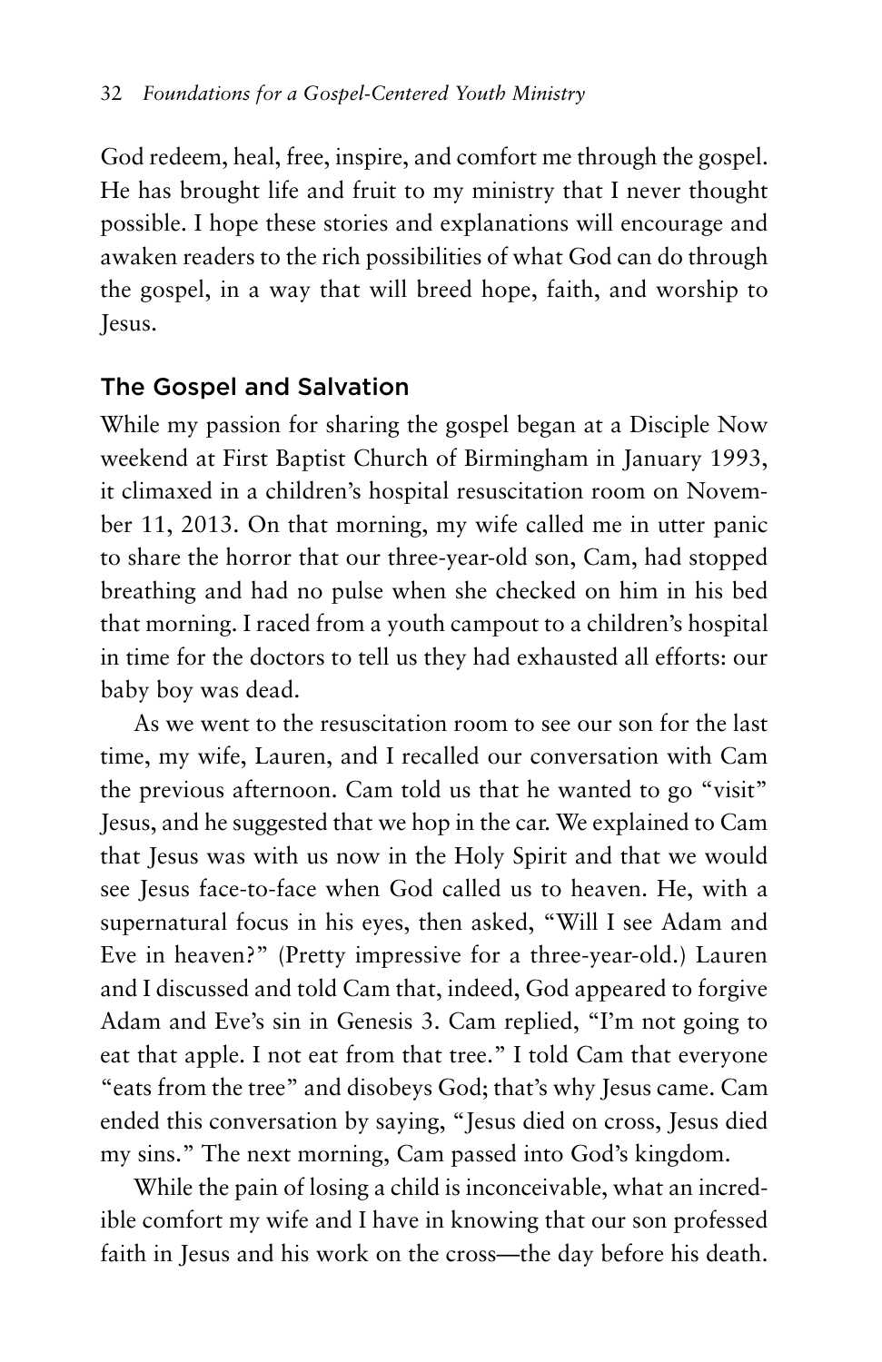God redeem, heal, free, inspire, and comfort me through the gospel. He has brought life and fruit to my ministry that I never thought possible. I hope these stories and explanations will encourage and awaken readers to the rich possibilities of what God can do through the gospel, in a way that will breed hope, faith, and worship to Jesus.

## The Gospel and Salvation

While my passion for sharing the gospel began at a Disciple Now weekend at First Baptist Church of Birmingham in January 1993, it climaxed in a children's hospital resuscitation room on November 11, 2013. On that morning, my wife called me in utter panic to share the horror that our three-year-old son, Cam, had stopped breathing and had no pulse when she checked on him in his bed that morning. I raced from a youth campout to a children's hospital in time for the doctors to tell us they had exhausted all efforts: our baby boy was dead.

As we went to the resuscitation room to see our son for the last time, my wife, Lauren, and I recalled our conversation with Cam the previous afternoon. Cam told us that he wanted to go "visit" Jesus, and he suggested that we hop in the car. We explained to Cam that Jesus was with us now in the Holy Spirit and that we would see Jesus face-to-face when God called us to heaven. He, with a supernatural focus in his eyes, then asked, "Will I see Adam and Eve in heaven?" (Pretty impressive for a three-year-old.) Lauren and I discussed and told Cam that, indeed, God appeared to forgive Adam and Eve's sin in Genesis 3. Cam replied, "I'm not going to eat that apple. I not eat from that tree." I told Cam that everyone "eats from the tree" and disobeys God; that's why Jesus came. Cam ended this conversation by saying, "Jesus died on cross, Jesus died my sins." The next morning, Cam passed into God's kingdom.

While the pain of losing a child is inconceivable, what an incredible comfort my wife and I have in knowing that our son professed faith in Jesus and his work on the cross—the day before his death.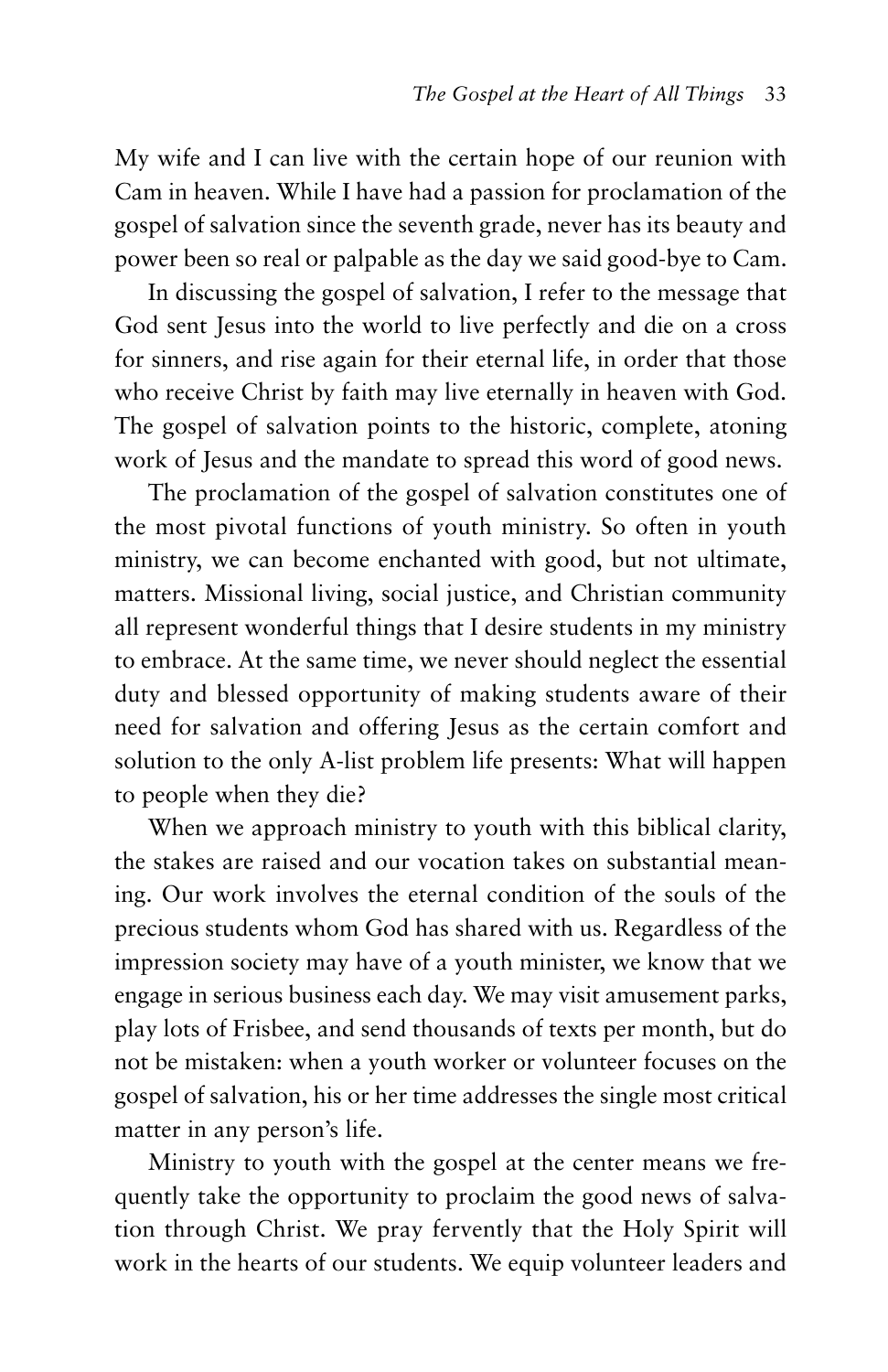My wife and I can live with the certain hope of our reunion with Cam in heaven. While I have had a passion for proclamation of the gospel of salvation since the seventh grade, never has its beauty and power been so real or palpable as the day we said good-bye to Cam.

In discussing the gospel of salvation, I refer to the message that God sent Jesus into the world to live perfectly and die on a cross for sinners, and rise again for their eternal life, in order that those who receive Christ by faith may live eternally in heaven with God. The gospel of salvation points to the historic, complete, atoning work of Jesus and the mandate to spread this word of good news.

The proclamation of the gospel of salvation constitutes one of the most pivotal functions of youth ministry. So often in youth ministry, we can become enchanted with good, but not ultimate, matters. Missional living, social justice, and Christian community all represent wonderful things that I desire students in my ministry to embrace. At the same time, we never should neglect the essential duty and blessed opportunity of making students aware of their need for salvation and offering Jesus as the certain comfort and solution to the only A-list problem life presents: What will happen to people when they die?

When we approach ministry to youth with this biblical clarity, the stakes are raised and our vocation takes on substantial meaning. Our work involves the eternal condition of the souls of the precious students whom God has shared with us. Regardless of the impression society may have of a youth minister, we know that we engage in serious business each day. We may visit amusement parks, play lots of Frisbee, and send thousands of texts per month, but do not be mistaken: when a youth worker or volunteer focuses on the gospel of salvation, his or her time addresses the single most critical matter in any person's life.

Ministry to youth with the gospel at the center means we frequently take the opportunity to proclaim the good news of salvation through Christ. We pray fervently that the Holy Spirit will work in the hearts of our students. We equip volunteer leaders and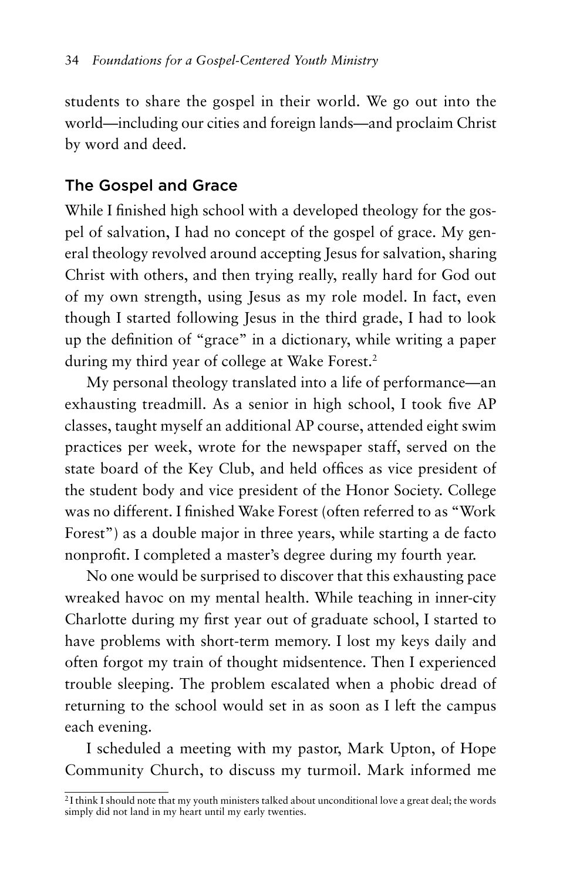students to share the gospel in their world. We go out into the world—including our cities and foreign lands—and proclaim Christ by word and deed.

## The Gospel and Grace

While I finished high school with a developed theology for the gospel of salvation, I had no concept of the gospel of grace. My general theology revolved around accepting Jesus for salvation, sharing Christ with others, and then trying really, really hard for God out of my own strength, using Jesus as my role model. In fact, even though I started following Jesus in the third grade, I had to look up the definition of "grace" in a dictionary, while writing a paper during my third year of college at Wake Forest.[2]

My personal theology translated into a life of performance—an exhausting treadmill. As a senior in high school, I took five AP classes, taught myself an additional AP course, attended eight swim practices per week, wrote for the newspaper staff, served on the state board of the Key Club, and held offices as vice president of the student body and vice president of the Honor Society. College was no different. I finished Wake Forest (often referred to as "Work Forest") as a double major in three years, while starting a de facto nonprofit. I completed a master's degree during my fourth year.

No one would be surprised to discover that this exhausting pace wreaked havoc on my mental health. While teaching in inner-city Charlotte during my first year out of graduate school, I started to have problems with short-term memory. I lost my keys daily and often forgot my train of thought midsentence. Then I experienced trouble sleeping. The problem escalated when a phobic dread of returning to the school would set in as soon as I left the campus each evening.

I scheduled a meeting with my pastor, Mark Upton, of Hope Community Church, to discuss my turmoil. Mark informed me

[2] I think I should note that my youth ministers talked about unconditional love a great deal; the words simply did not land in my heart until my early twenties.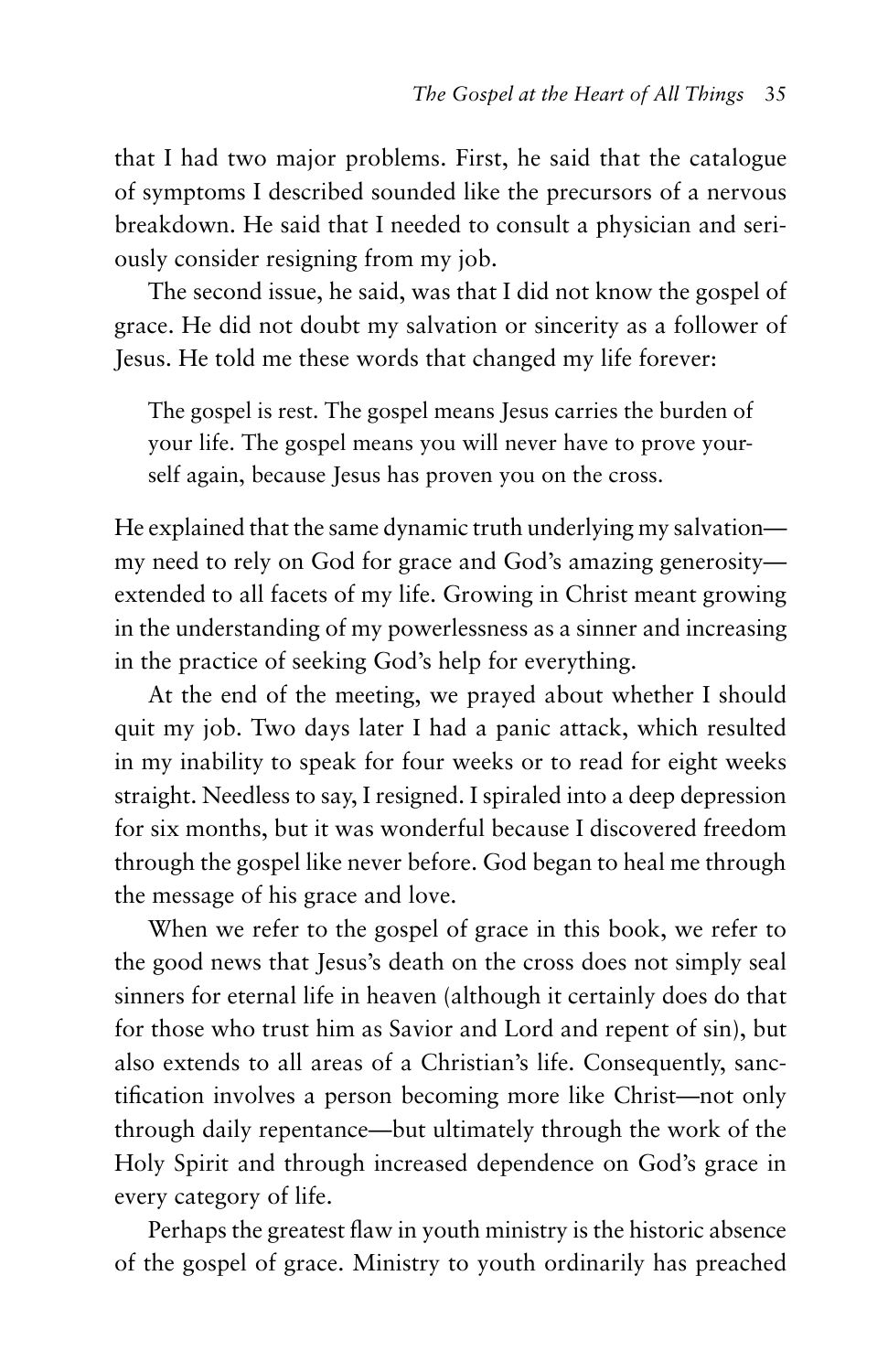that I had two major problems. First, he said that the catalogue of symptoms I described sounded like the precursors of a nervous breakdown. He said that I needed to consult a physician and seriously consider resigning from my job.

The second issue, he said, was that I did not know the gospel of grace. He did not doubt my salvation or sincerity as a follower of Jesus. He told me these words that changed my life forever:

> The gospel is rest. The gospel means Jesus carries the burden of your life. The gospel means you will never have to prove yourself again, because Jesus has proven you on the cross.

He explained that the same dynamic truth underlying my salvation—my need to rely on God for grace and God's amazing generosity—extended to all facets of my life. Growing in Christ meant growing in the understanding of my powerlessness as a sinner and increasing in the practice of seeking God's help for everything.

At the end of the meeting, we prayed about whether I should quit my job. Two days later I had a panic attack, which resulted in my inability to speak for four weeks or to read for eight weeks straight. Needless to say, I resigned. I spiraled into a deep depression for six months, but it was wonderful because I discovered freedom through the gospel like never before. God began to heal me through the message of his grace and love.

When we refer to the gospel of grace in this book, we refer to the good news that Jesus's death on the cross does not simply seal sinners for eternal life in heaven (although it certainly does do that for those who trust him as Savior and Lord and repent of sin), but also extends to all areas of a Christian's life. Consequently, sanctification involves a person becoming more like Christ—not only through daily repentance—but ultimately through the work of the Holy Spirit and through increased dependence on God's grace in every category of life.

Perhaps the greatest flaw in youth ministry is the historic absence of the gospel of grace. Ministry to youth ordinarily has preached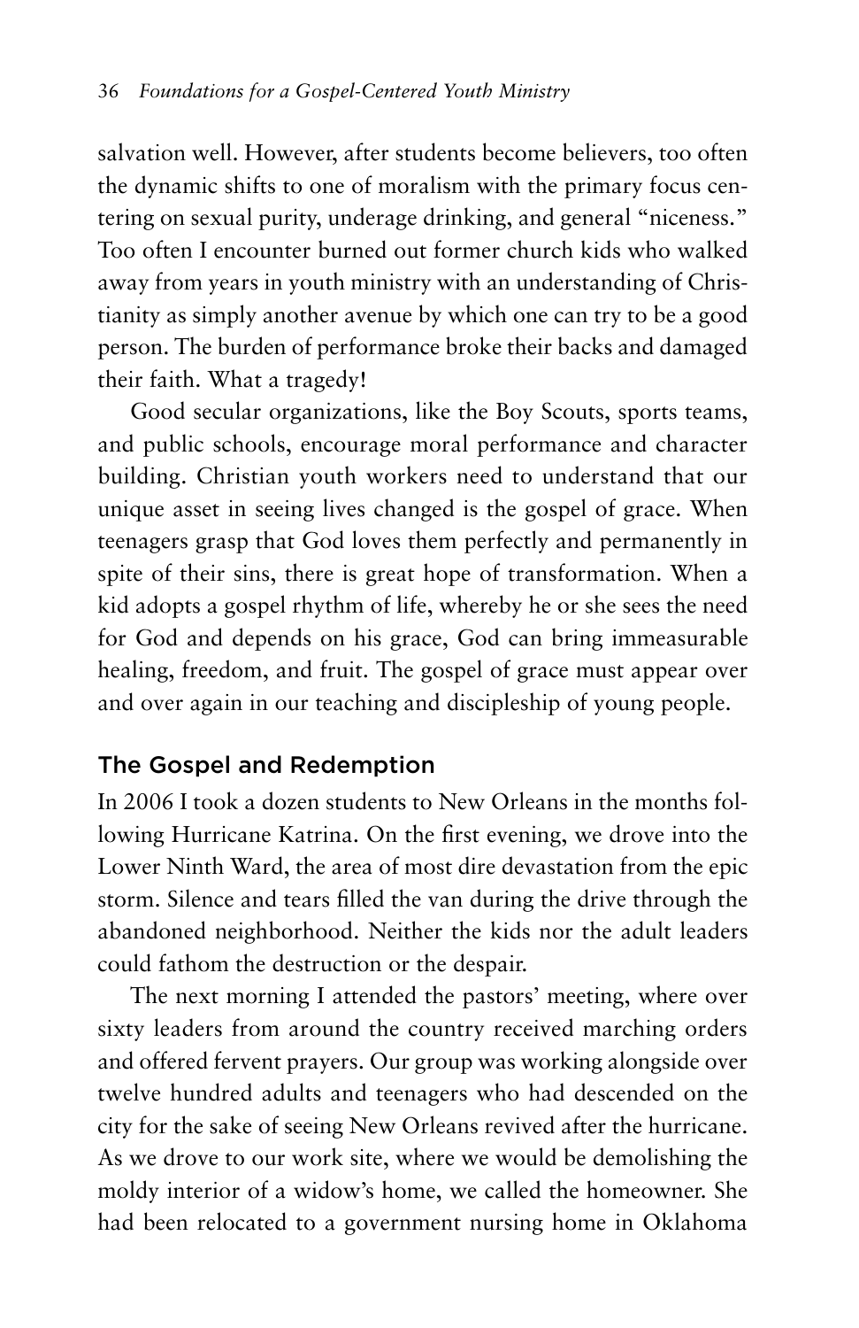salvation well. However, after students become believers, too often the dynamic shifts to one of moralism with the primary focus centering on sexual purity, underage drinking, and general "niceness." Too often I encounter burned out former church kids who walked away from years in youth ministry with an understanding of Christianity as simply another avenue by which one can try to be a good person. The burden of performance broke their backs and damaged their faith. What a tragedy!

Good secular organizations, like the Boy Scouts, sports teams, and public schools, encourage moral performance and character building. Christian youth workers need to understand that our unique asset in seeing lives changed is the gospel of grace. When teenagers grasp that God loves them perfectly and permanently in spite of their sins, there is great hope of transformation. When a kid adopts a gospel rhythm of life, whereby he or she sees the need for God and depends on his grace, God can bring immeasurable healing, freedom, and fruit. The gospel of grace must appear over and over again in our teaching and discipleship of young people.

## The Gospel and Redemption

In 2006 I took a dozen students to New Orleans in the months following Hurricane Katrina. On the first evening, we drove into the Lower Ninth Ward, the area of most dire devastation from the epic storm. Silence and tears filled the van during the drive through the abandoned neighborhood. Neither the kids nor the adult leaders could fathom the destruction or the despair.

The next morning I attended the pastors' meeting, where over sixty leaders from around the country received marching orders and offered fervent prayers. Our group was working alongside over twelve hundred adults and teenagers who had descended on the city for the sake of seeing New Orleans revived after the hurricane. As we drove to our work site, where we would be demolishing the moldy interior of a widow's home, we called the homeowner. She had been relocated to a government nursing home in Oklahoma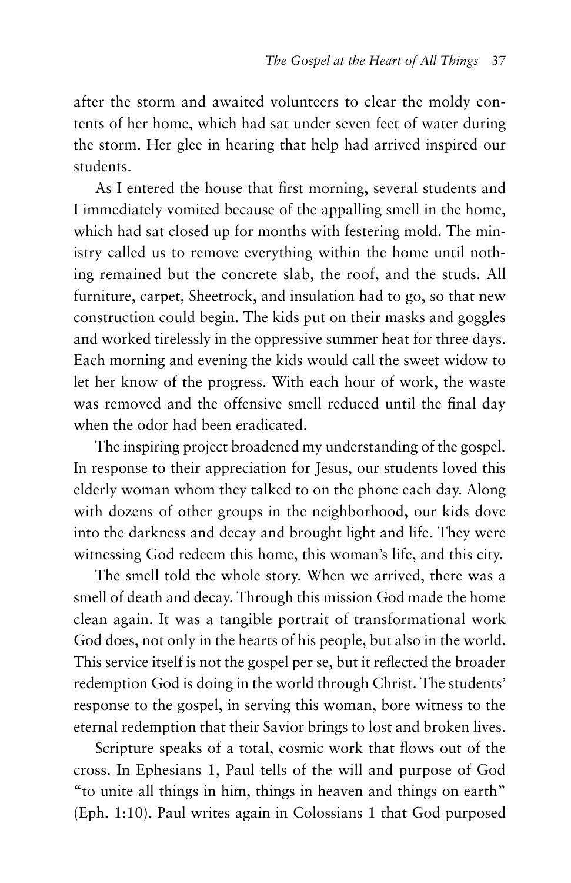after the storm and awaited volunteers to clear the moldy contents of her home, which had sat under seven feet of water during the storm. Her glee in hearing that help had arrived inspired our students.

As I entered the house that first morning, several students and I immediately vomited because of the appalling smell in the home, which had sat closed up for months with festering mold. The ministry called us to remove everything within the home until nothing remained but the concrete slab, the roof, and the studs. All furniture, carpet, Sheetrock, and insulation had to go, so that new construction could begin. The kids put on their masks and goggles and worked tirelessly in the oppressive summer heat for three days. Each morning and evening the kids would call the sweet widow to let her know of the progress. With each hour of work, the waste was removed and the offensive smell reduced until the final day when the odor had been eradicated.

The inspiring project broadened my understanding of the gospel. In response to their appreciation for Jesus, our students loved this elderly woman whom they talked to on the phone each day. Along with dozens of other groups in the neighborhood, our kids dove into the darkness and decay and brought light and life. They were witnessing God redeem this home, this woman's life, and this city.

The smell told the whole story. When we arrived, there was a smell of death and decay. Through this mission God made the home clean again. It was a tangible portrait of transformational work God does, not only in the hearts of his people, but also in the world. This service itself is not the gospel per se, but it reflected the broader redemption God is doing in the world through Christ. The students' response to the gospel, in serving this woman, bore witness to the eternal redemption that their Savior brings to lost and broken lives.

Scripture speaks of a total, cosmic work that flows out of the cross. In Ephesians 1, Paul tells of the will and purpose of God "to unite all things in him, things in heaven and things on earth" (Eph. 1:10). Paul writes again in Colossians 1 that God purposed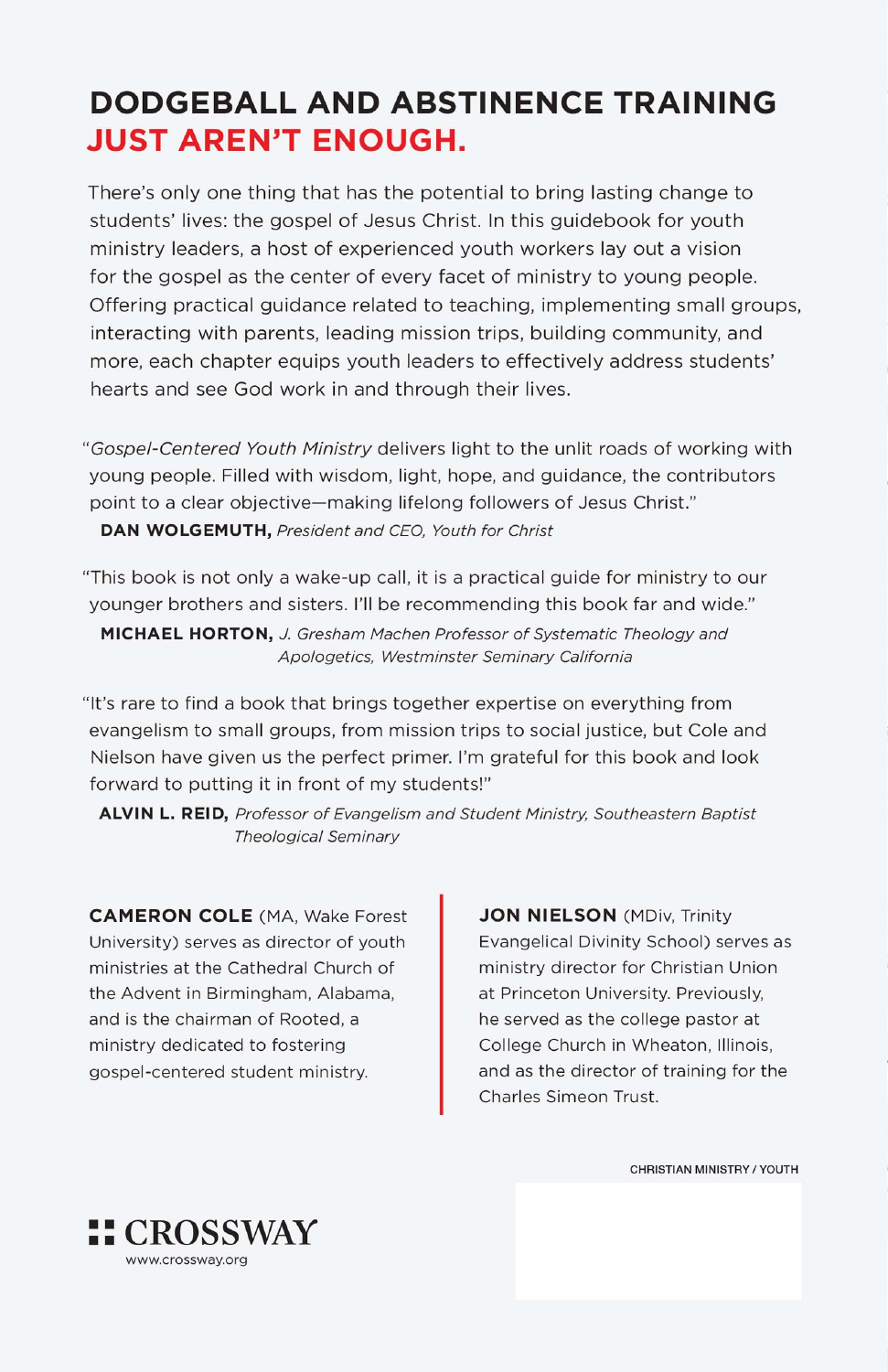# DODGEBALL AND ABSTINENCE TRAINING JUST AREN'T ENOUGH.

There's only one thing that has the potential to bring lasting change to students' lives: the gospel of Jesus Christ. In this guidebook for youth ministry leaders, a host of experienced youth workers lay out a vision for the gospel as the center of every facet of ministry to young people. Offering practical guidance related to teaching, implementing small groups, interacting with parents, leading mission trips, building community, and more, each chapter equips youth leaders to effectively address students' hearts and see God work in and through their lives.

"*Gospel-Centered Youth Ministry* delivers light to the unlit roads of working with young people. Filled with wisdom, light, hope, and guidance, the contributors point to a clear objective—making lifelong followers of Jesus Christ."

**DAN WOLGEMUTH,** *President and CEO, Youth for Christ*

"This book is not only a wake-up call, it is a practical guide for ministry to our younger brothers and sisters. I'll be recommending this book far and wide."

**MICHAEL HORTON,** *J. Gresham Machen Professor of Systematic Theology and Apologetics, Westminster Seminary California*

"It's rare to find a book that brings together expertise on everything from evangelism to small groups, from mission trips to social justice, but Cole and Nielson have given us the perfect primer. I'm grateful for this book and look forward to putting it in front of my students!"

**ALVIN L. REID,** *Professor of Evangelism and Student Ministry, Southeastern Baptist Theological Seminary*

**CAMERON COLE** (MA, Wake Forest University) serves as director of youth ministries at the Cathedral Church of the Advent in Birmingham, Alabama, and is the chairman of Rooted, a ministry dedicated to fostering gospel-centered student ministry.

**JON NIELSON** (MDiv, Trinity Evangelical Divinity School) serves as ministry director for Christian Union at Princeton University. Previously, he served as the college pastor at College Church in Wheaton, Illinois, and as the director of training for the Charles Simeon Trust.

CHRISTIAN MINISTRY / YOUTH

CROSSWAY

www.crossway.org